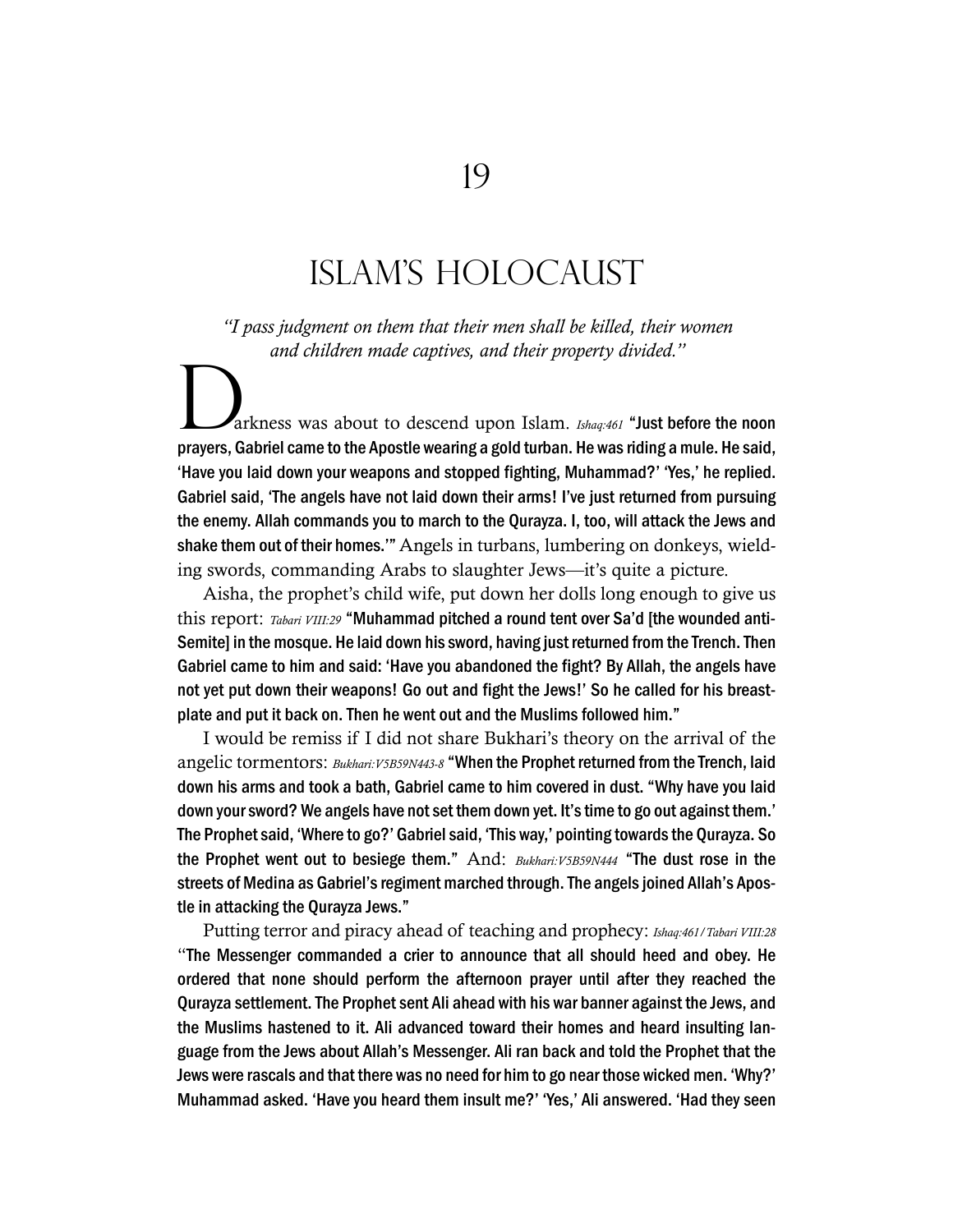# 19

# ISLAM'S HOLOCAUST

*"I pass judgment on them that their men shall be killed, their women and children made captives, and their property divided."*

Darkness was about to descend upon Islam. *Ishaq:461* **"Just before the noon prayers, Gabriel came to the Apostle wearing a gold turban. He was riding a mule. He said, 'Have you laid down your weapons and stopped fighting, Muhammad?' 'Yes,' he replied. Gabriel said, 'The angels have not laid down their arms! I've just returned from pursuing the enemy. Allah commands you to march to the Qurayza. I, too, will attack the Jews and shake them out of their homes.'"** Angels in turbans, lumbering on donkeys, wielding swords, commanding Arabs to slaughter Jews—it's quite a picture.

Aisha, the prophet's child wife, put down her dolls long enough to give us this report: *Tabari VIII:29* **"Muhammad pitched a round tent over Sa'd [the wounded anti-Semite] in the mosque. He laid down his sword, having just returned from the Trench. Then Gabriel came to him and said: 'Have you abandoned the fight? By Allah, the angels have not yet put down their weapons! Go out and fight the Jews!' So he called for his breastplate and put it back on. Then he went out and the Muslims followed him."**

I would be remiss if I did not share Bukhari's theory on the arrival of the angelic tormentors: *Bukhari:V5B59N443-8* **"When the Prophet returned from the Trench, laid down his arms and took a bath, Gabriel came to him covered in dust. "Why have you laid down your sword? We angels have not set them down yet. It's time to go out against them.' The Prophet said, 'Where to go?' Gabriel said, 'This way,' pointing towards the Qurayza. So the Prophet went out to besiege them."** And: *Bukhari:V5B59N444* **"The dust rose in the streets of Medina as Gabriel's regiment marched through. The angels joined Allah's Apostle in attacking the Qurayza Jews."**

Putting terror and piracy ahead of teaching and prophecy: *Ishaq:461/Tabari VIII:28* **"The Messenger commanded a crier to announce that all should heed and obey. He ordered that none should perform the afternoon prayer until after they reached the Qurayza settlement. The Prophet sent Ali ahead with his war banner against the Jews, and the Muslims hastened to it. Ali advanced toward their homes and heard insulting language from the Jews about Allah's Messenger. Ali ran back and told the Prophet that the Jews were rascals and that there was no need for him to go near those wicked men. 'Why?' Muhammad asked. 'Have you heard them insult me?' 'Yes,' Ali answered. 'Had they seen**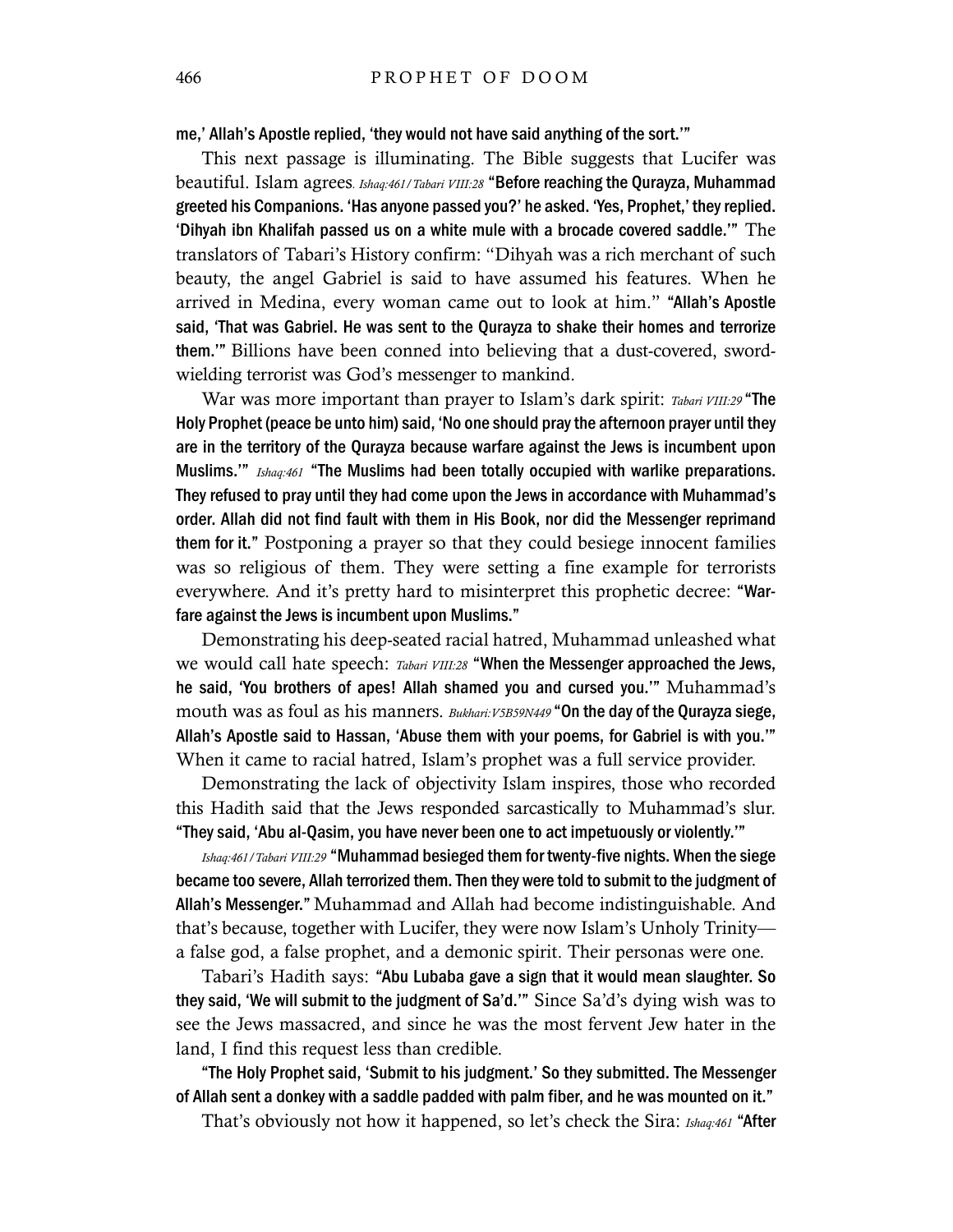me,' Allah's Apostle replied, 'they would not have said anything of the sort.'"

This next passage is illuminating. The Bible suggests that Lucifer was beautiful. Islam agrees. *Ishaq:461/Tabari VIII:28* **"Before reaching the Qurayza, Muhammad greeted his Companions. 'Has anyone passed you?' he asked. 'Yes, Prophet,' they replied. 'Dihyah ibn Khalifah passed us on a white mule with a brocade covered saddle.'"** The translators of Tabari's History confirm: "Dihyah was a rich merchant of such beauty, the angel Gabriel is said to have assumed his features. When he arrived in Medina, every woman came out to look at him." **"Allah's Apostle said, 'That was Gabriel. He was sent to the Qurayza to shake their homes and terrorize them.'"** Billions have been conned into believing that a dust-covered, sword-wielding terrorist was God's messenger to mankind.

War was more important than prayer to Islam's dark spirit: *Tabari VIII:29* **"The Holy Prophet (peace be unto him) said, 'No one should pray the afternoon prayer until they are in the territory of the Qurayza because warfare against the Jews is incumbent upon Muslims.'"** *Ishaq:461* **"The Muslims had been totally occupied with warlike preparations. They refused to pray until they had come upon the Jews in accordance with Muhammad's order. Allah did not find fault with them in His Book, nor did the Messenger reprimand them for it."** Postponing a prayer so that they could besiege innocent families was so religious of them. They were setting a fine example for terrorists everywhere. And it's pretty hard to misinterpret this prophetic decree: **"Warfare against the Jews is incumbent upon Muslims."**

Demonstrating his deep-seated racial hatred, Muhammad unleashed what we would call hate speech: *Tabari VIII:28* **"When the Messenger approached the Jews, he said, 'You brothers of apes! Allah shamed you and cursed you.'"** Muhammad's mouth was as foul as his manners. *Bukhari:V5B59N449* **"On the day of the Qurayza siege, Allah's Apostle said to Hassan, 'Abuse them with your poems, for Gabriel is with you.'"** When it came to racial hatred, Islam's prophet was a full service provider.

Demonstrating the lack of objectivity Islam inspires, those who recorded this Hadith said that the Jews responded sarcastically to Muhammad's slur. **"They said, 'Abu al-Qasim, you have never been one to act impetuously or violently.'"**

*Ishaq:461/Tabari VIII:29* **"Muhammad besieged them for twenty-five nights. When the siege became too severe, Allah terrorized them. Then they were told to submit to the judgment of Allah's Messenger."** Muhammad and Allah had become indistinguishable. And that's because, together with Lucifer, they were now Islam's Unholy Trinity—a false god, a false prophet, and a demonic spirit. Their personas were one.

Tabari's Hadith says: **"Abu Lubaba gave a sign that it would mean slaughter. So they said, 'We will submit to the judgment of Sa'd.'"** Since Sa'd's dying wish was to see the Jews massacred, and since he was the most fervent Jew hater in the land, I find this request less than credible.

**"The Holy Prophet said, 'Submit to his judgment.' So they submitted. The Messenger of Allah sent a donkey with a saddle padded with palm fiber, and he was mounted on it."**

That's obviously not how it happened, so let's check the Sira: *Ishaq:461* **"After**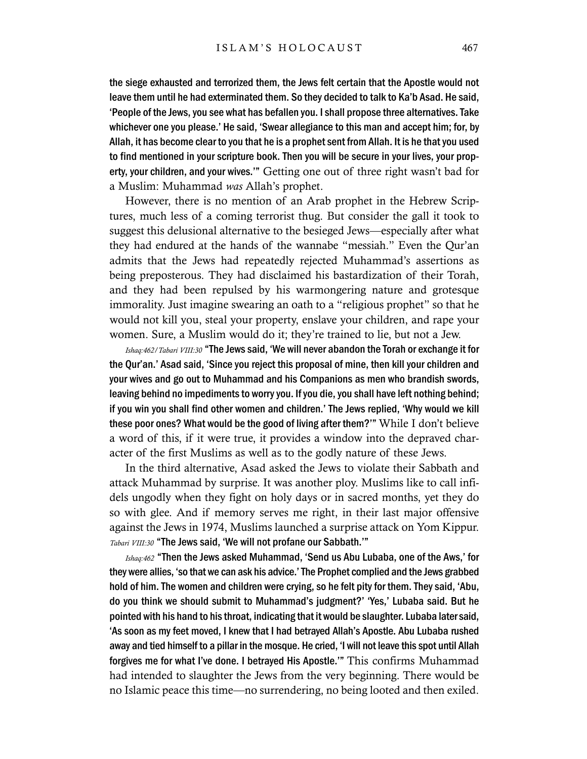**the siege exhausted and terrorized them, the Jews felt certain that the Apostle would not leave them until he had exterminated them. So they decided to talk to Ka'b Asad. He said, 'People of the Jews, you see what has befallen you. I shall propose three alternatives. Take whichever one you please.' He said, 'Swear allegiance to this man and accept him; for, by Allah, it has become clear to you that he is a prophet sent from Allah. It is he that you used to find mentioned in your scripture book. Then you will be secure in your lives, your property, your children, and your wives.'"** Getting one out of three right wasn't bad for a Muslim: Muhammad *was* Allah's prophet.

However, there is no mention of an Arab prophet in the Hebrew Scriptures, much less of a coming terrorist thug. But consider the gall it took to suggest this delusional alternative to the besieged Jews—especially after what they had endured at the hands of the wannabe "messiah." Even the Qur'an admits that the Jews had repeatedly rejected Muhammad's assertions as being preposterous. They had disclaimed his bastardization of their Torah, and they had been repulsed by his warmongering nature and grotesque immorality. Just imagine swearing an oath to a "religious prophet" so that he would not kill you, steal your property, enslave your children, and rape your women. Sure, a Muslim would do it; they're trained to lie, but not a Jew.

*Ishaq:462/Tabari VIII:30* **"The Jews said, 'We will never abandon the Torah or exchange it for the Qur'an.' Asad said, 'Since you reject this proposal of mine, then kill your children and your wives and go out to Muhammad and his Companions as men who brandish swords, leaving behind no impediments to worry you. If you die, you shall have left nothing behind; if you win you shall find other women and children.' The Jews replied, 'Why would we kill these poor ones? What would be the good of living after them?'"** While I don't believe a word of this, if it were true, it provides a window into the depraved character of the first Muslims as well as to the godly nature of these Jews.

In the third alternative, Asad asked the Jews to violate their Sabbath and attack Muhammad by surprise. It was another ploy. Muslims like to call infidels ungodly when they fight on holy days or in sacred months, yet they do so with glee. And if memory serves me right, in their last major offensive against the Jews in 1974, Muslims launched a surprise attack on Yom Kippur. *Tabari VIII:30* **"The Jews said, 'We will not profane our Sabbath.'"**

*Ishaq:462* **"Then the Jews asked Muhammad, 'Send us Abu Lubaba, one of the Aws,' for they were allies, 'so that we can ask his advice.' The Prophet complied and the Jews grabbed hold of him. The women and children were crying, so he felt pity for them. They said, 'Abu, do you think we should submit to Muhammad's judgment?' 'Yes,' Lubaba said. But he pointed with his hand to his throat, indicating that it would be slaughter. Lubaba later said, 'As soon as my feet moved, I knew that I had betrayed Allah's Apostle. Abu Lubaba rushed away and tied himself to a pillar in the mosque. He cried, 'I will not leave this spot until Allah forgives me for what I've done. I betrayed His Apostle.'"** This confirms Muhammad had intended to slaughter the Jews from the very beginning. There would be no Islamic peace this time—no surrendering, no being looted and then exiled.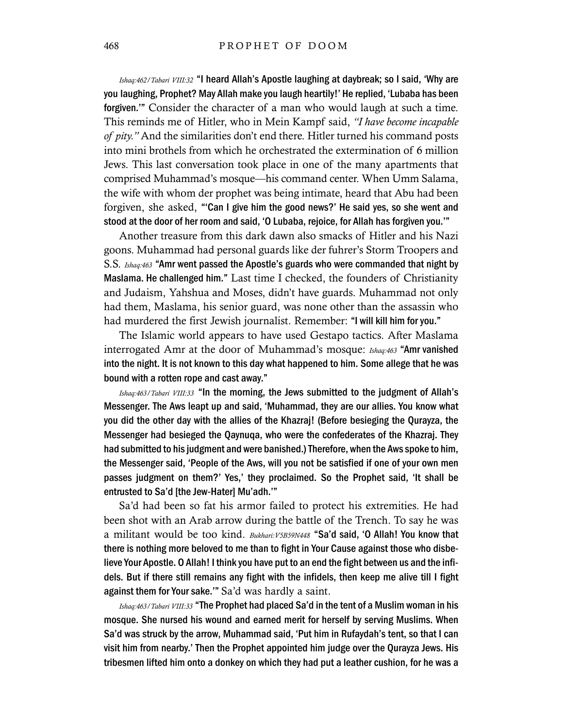*Ishaq:462/Tabari VIII:32* **"I heard Allah's Apostle laughing at daybreak; so I said, 'Why are you laughing, Prophet? May Allah make you laugh heartily!' He replied, 'Lubaba has been forgiven.'"** Consider the character of a man who would laugh at such a time. This reminds me of Hitler, who in Mein Kampf said, *"I have become incapable of pity."* And the similarities don't end there. Hitler turned his command posts into mini brothels from which he orchestrated the extermination of 6 million Jews. This last conversation took place in one of the many apartments that comprised Muhammad's mosque—his command center. When Umm Salama, the wife with whom der prophet was being intimate, heard that Abu had been forgiven, she asked, **"'Can I give him the good news?' He said yes, so she went and stood at the door of her room and said, 'O Lubaba, rejoice, for Allah has forgiven you.'"**

Another treasure from this dark dawn also smacks of Hitler and his Nazi goons. Muhammad had personal guards like der fuhrer's Storm Troopers and S.S. *Ishaq:463* **"Amr went passed the Apostle's guards who were commanded that night by Maslama. He challenged him."** Last time I checked, the founders of Christianity and Judaism, Yahshua and Moses, didn't have guards. Muhammad not only had them, Maslama, his senior guard, was none other than the assassin who had murdered the first Jewish journalist. Remember: **"I will kill him for you."**

The Islamic world appears to have used Gestapo tactics. After Maslama interrogated Amr at the door of Muhammad's mosque: *Ishaq:463* **"Amr vanished into the night. It is not known to this day what happened to him. Some allege that he was bound with a rotten rope and cast away."**

*Ishaq:463/Tabari VIII:33* **"In the morning, the Jews submitted to the judgment of Allah's Messenger. The Aws leapt up and said, 'Muhammad, they are our allies. You know what you did the other day with the allies of the Khazraj! (Before besieging the Qurayza, the Messenger had besieged the Qaynuqa, who were the confederates of the Khazraj. They had submitted to his judgment and were banished.) Therefore, when the Aws spoke to him, the Messenger said, 'People of the Aws, will you not be satisfied if one of your own men passes judgment on them?' Yes,' they proclaimed. So the Prophet said, 'It shall be entrusted to Sa'd [the Jew-Hater] Mu'adh.'"**

Sa'd had been so fat his armor failed to protect his extremities. He had been shot with an Arab arrow during the battle of the Trench. To say he was a militant would be too kind. *Bukhari:V5B59N448* **"Sa'd said, 'O Allah! You know that there is nothing more beloved to me than to fight in Your Cause against those who disbelieve Your Apostle. O Allah! I think you have put to an end the fight between us and the infidels. But if there still remains any fight with the infidels, then keep me alive till I fight against them for Your sake.'"** Sa'd was hardly a saint.

*Ishaq:463/Tabari VIII:33* **"The Prophet had placed Sa'd in the tent of a Muslim woman in his mosque. She nursed his wound and earned merit for herself by serving Muslims. When Sa'd was struck by the arrow, Muhammad said, 'Put him in Rufaydah's tent, so that I can visit him from nearby.' Then the Prophet appointed him judge over the Qurayza Jews. His tribesmen lifted him onto a donkey on which they had put a leather cushion, for he was a**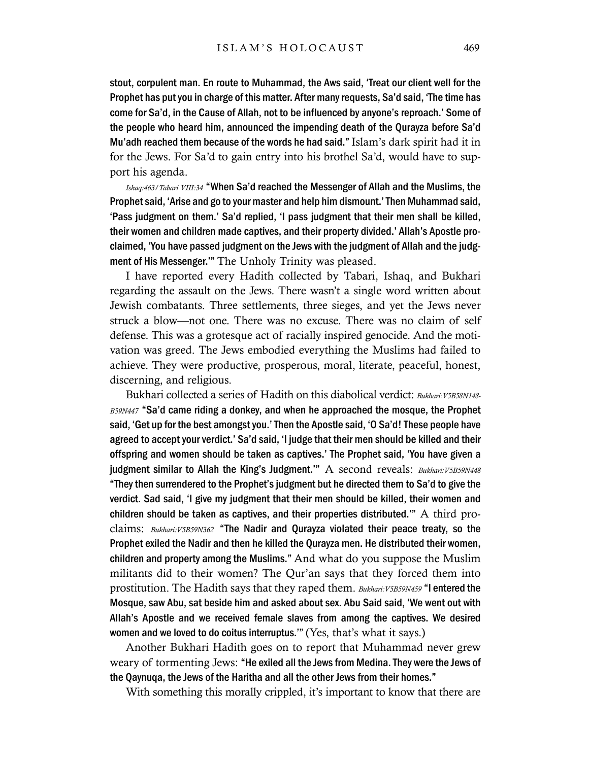stout, corpulent man. En route to Muhammad, the Aws said, 'Treat our client well for the Prophet has put you in charge of this matter. After many requests, Sa'd said, 'The time has come for Sa'd, in the Cause of Allah, not to be influenced by anyone's reproach.' Some of the people who heard him, announced the impending death of the Qurayza before Sa'd Mu'adh reached them because of the words he had said." Islam's dark spirit had it in for the Jews. For Sa'd to gain entry into his brothel Sa'd, would have to support his agenda.

*Ishaq:463/Tabari VIII:34* "When Sa'd reached the Messenger of Allah and the Muslims, the Prophet said, 'Arise and go to your master and help him dismount.' Then Muhammad said, 'Pass judgment on them.' Sa'd replied, 'I pass judgment that their men shall be killed, their women and children made captives, and their property divided.' Allah's Apostle proclaimed, 'You have passed judgment on the Jews with the judgment of Allah and the judgment of His Messenger.'" The Unholy Trinity was pleased.

I have reported every Hadith collected by Tabari, Ishaq, and Bukhari regarding the assault on the Jews. There wasn't a single word written about Jewish combatants. Three settlements, three sieges, and yet the Jews never struck a blow—not one. There was no excuse. There was no claim of self defense. This was a grotesque act of racially inspired genocide. And the motivation was greed. The Jews embodied everything the Muslims had failed to achieve. They were productive, prosperous, moral, literate, peaceful, honest, discerning, and religious.

Bukhari collected a series of Hadith on this diabolical verdict: *Bukhari:V5B58N148-B59N447* "Sa'd came riding a donkey, and when he approached the mosque, the Prophet said, 'Get up for the best amongst you.' Then the Apostle said, 'O Sa'd! These people have agreed to accept your verdict.' Sa'd said, 'I judge that their men should be killed and their offspring and women should be taken as captives.' The Prophet said, 'You have given a judgment similar to Allah the King's Judgment.'" A second reveals: *Bukhari:V5B59N448* "They then surrendered to the Prophet's judgment but he directed them to Sa'd to give the verdict. Sad said, 'I give my judgment that their men should be killed, their women and children should be taken as captives, and their properties distributed.'" A third proclaims: *Bukhari:V5B59N362* "The Nadir and Qurayza violated their peace treaty, so the Prophet exiled the Nadir and then he killed the Qurayza men. He distributed their women, children and property among the Muslims." And what do you suppose the Muslim militants did to their women? The Qur'an says that they forced them into prostitution. The Hadith says that they raped them. *Bukhari:V5B59N459* "I entered the Mosque, saw Abu, sat beside him and asked about sex. Abu Said said, 'We went out with Allah's Apostle and we received female slaves from among the captives. We desired women and we loved to do coitus interruptus.'" (Yes, that's what it says.)

Another Bukhari Hadith goes on to report that Muhammad never grew weary of tormenting Jews: "He exiled all the Jews from Medina. They were the Jews of the Qaynuqa, the Jews of the Haritha and all the other Jews from their homes."

With something this morally crippled, it's important to know that there are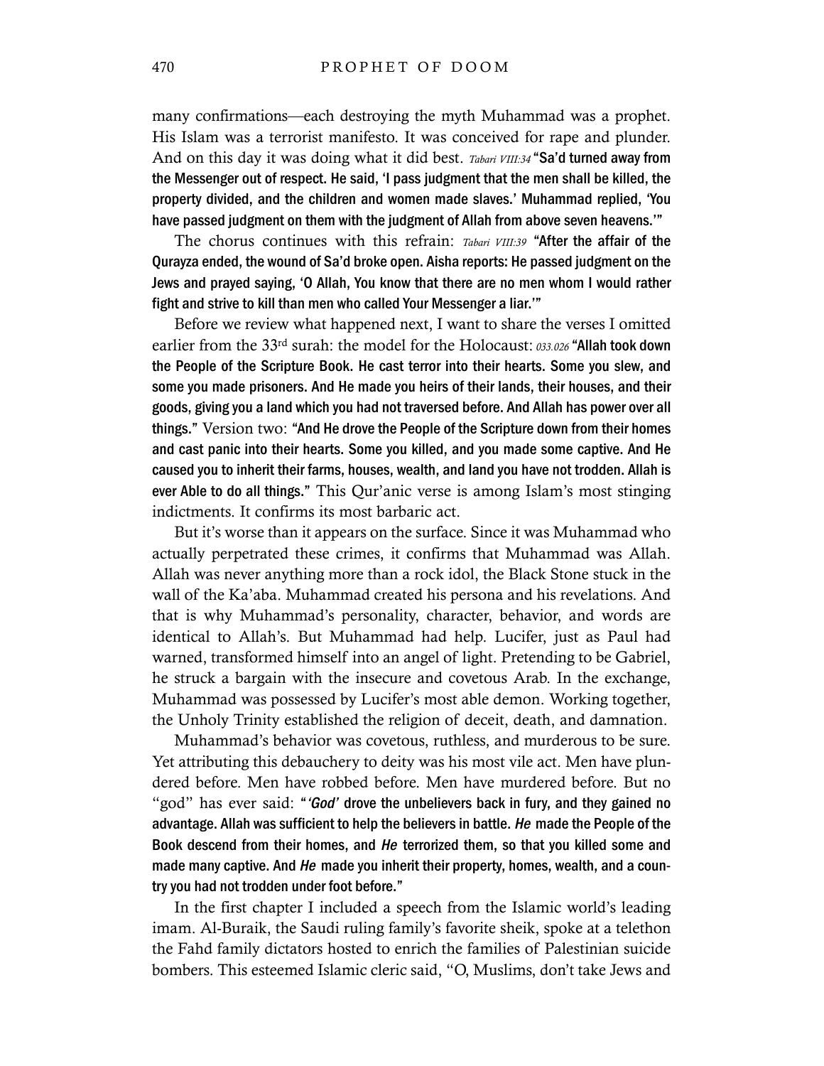many confirmations—each destroying the myth Muhammad was a prophet. His Islam was a terrorist manifesto. It was conceived for rape and plunder. And on this day it was doing what it did best. *Tabari VIII:34* **"Sa'd turned away from the Messenger out of respect. He said, 'I pass judgment that the men shall be killed, the property divided, and the children and women made slaves.' Muhammad replied, 'You have passed judgment on them with the judgment of Allah from above seven heavens.'"**

The chorus continues with this refrain: *Tabari VIII:39* **"After the affair of the Qurayza ended, the wound of Sa'd broke open. Aisha reports: He passed judgment on the Jews and prayed saying, 'O Allah, You know that there are no men whom I would rather fight and strive to kill than men who called Your Messenger a liar.'"**

Before we review what happened next, I want to share the verses I omitted earlier from the 33rd surah: the model for the Holocaust: *033.026* **"Allah took down the People of the Scripture Book. He cast terror into their hearts. Some you slew, and some you made prisoners. And He made you heirs of their lands, their houses, and their goods, giving you a land which you had not traversed before. And Allah has power over all things."** Version two: **"And He drove the People of the Scripture down from their homes and cast panic into their hearts. Some you killed, and you made some captive. And He caused you to inherit their farms, houses, wealth, and land you have not trodden. Allah is ever Able to do all things."** This Qur'anic verse is among Islam's most stinging indictments. It confirms its most barbaric act.

But it's worse than it appears on the surface. Since it was Muhammad who actually perpetrated these crimes, it confirms that Muhammad was Allah. Allah was never anything more than a rock idol, the Black Stone stuck in the wall of the Ka'aba. Muhammad created his persona and his revelations. And that is why Muhammad's personality, character, behavior, and words are identical to Allah's. But Muhammad had help. Lucifer, just as Paul had warned, transformed himself into an angel of light. Pretending to be Gabriel, he struck a bargain with the insecure and covetous Arab. In the exchange, Muhammad was possessed by Lucifer's most able demon. Working together, the Unholy Trinity established the religion of deceit, death, and damnation.

Muhammad's behavior was covetous, ruthless, and murderous to be sure. Yet attributing this debauchery to deity was his most vile act. Men have plundered before. Men have robbed before. Men have murdered before. But no "god" has ever said: **"*'God'* drove the unbelievers back in fury, and they gained no advantage. Allah was sufficient to help the believers in battle. *He* made the People of the Book descend from their homes, and *He* terrorized them, so that you killed some and made many captive. And *He* made you inherit their property, homes, wealth, and a country you had not trodden under foot before."**

In the first chapter I included a speech from the Islamic world's leading imam. Al-Buraik, the Saudi ruling family's favorite sheik, spoke at a telethon the Fahd family dictators hosted to enrich the families of Palestinian suicide bombers. This esteemed Islamic cleric said, "O, Muslims, don't take Jews and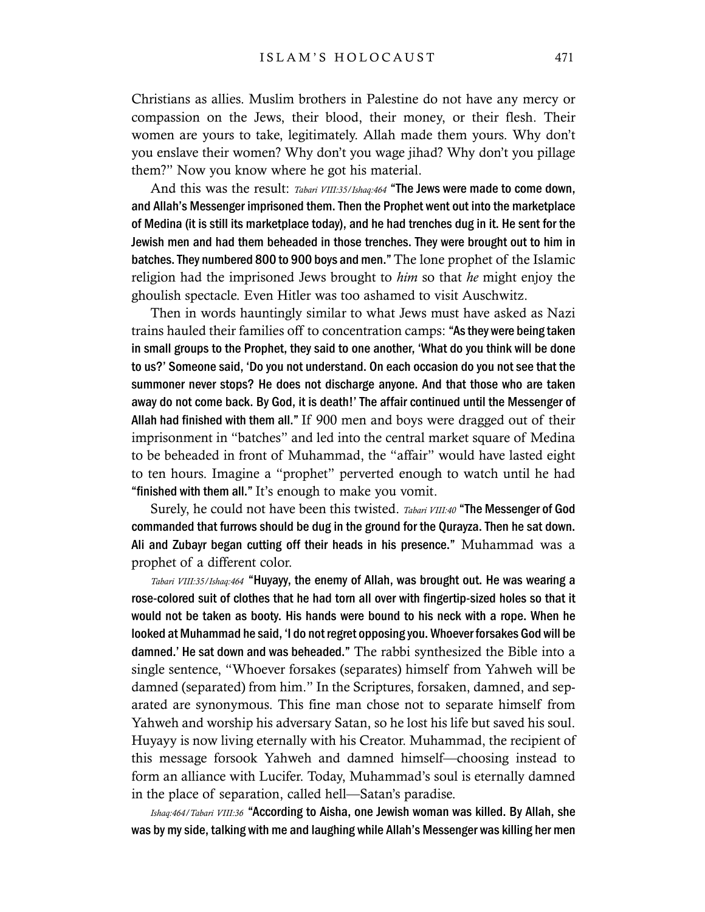Christians as allies. Muslim brothers in Palestine do not have any mercy or compassion on the Jews, their blood, their money, or their flesh. Their women are yours to take, legitimately. Allah made them yours. Why don't you enslave their women? Why don't you wage jihad? Why don't you pillage them?" Now you know where he got his material.

And this was the result: *Tabari VIII:35/Ishaq:464* **"The Jews were made to come down, and Allah's Messenger imprisoned them. Then the Prophet went out into the marketplace of Medina (it is still its marketplace today), and he had trenches dug in it. He sent for the Jewish men and had them beheaded in those trenches. They were brought out to him in batches. They numbered 800 to 900 boys and men."** The lone prophet of the Islamic religion had the imprisoned Jews brought to *him* so that *he* might enjoy the ghoulish spectacle. Even Hitler was too ashamed to visit Auschwitz.

Then in words hauntingly similar to what Jews must have asked as Nazi trains hauled their families off to concentration camps: **"As they were being taken in small groups to the Prophet, they said to one another, 'What do you think will be done to us?' Someone said, 'Do you not understand. On each occasion do you not see that the summoner never stops? He does not discharge anyone. And that those who are taken away do not come back. By God, it is death!' The affair continued until the Messenger of Allah had finished with them all."** If 900 men and boys were dragged out of their imprisonment in "batches" and led into the central market square of Medina to be beheaded in front of Muhammad, the "affair" would have lasted eight to ten hours. Imagine a "prophet" perverted enough to watch until he had **"finished with them all."** It's enough to make you vomit.

Surely, he could not have been this twisted. *Tabari VIII:40* **"The Messenger of God commanded that furrows should be dug in the ground for the Qurayza. Then he sat down. Ali and Zubayr began cutting off their heads in his presence."** Muhammad was a prophet of a different color.

*Tabari VIII:35/Ishaq:464* **"Huyayy, the enemy of Allah, was brought out. He was wearing a rose-colored suit of clothes that he had torn all over with fingertip-sized holes so that it would not be taken as booty. His hands were bound to his neck with a rope. When he looked at Muhammad he said, 'I do not regret opposing you. Whoever forsakes God will be damned.' He sat down and was beheaded."** The rabbi synthesized the Bible into a single sentence, "Whoever forsakes (separates) himself from Yahweh will be damned (separated) from him." In the Scriptures, forsaken, damned, and separated are synonymous. This fine man chose not to separate himself from Yahweh and worship his adversary Satan, so he lost his life but saved his soul. Huyayy is now living eternally with his Creator. Muhammad, the recipient of this message forsook Yahweh and damned himself—choosing instead to form an alliance with Lucifer. Today, Muhammad's soul is eternally damned in the place of separation, called hell—Satan's paradise.

*Ishaq:464/Tabari VIII:36* **"According to Aisha, one Jewish woman was killed. By Allah, she was by my side, talking with me and laughing while Allah's Messenger was killing her men**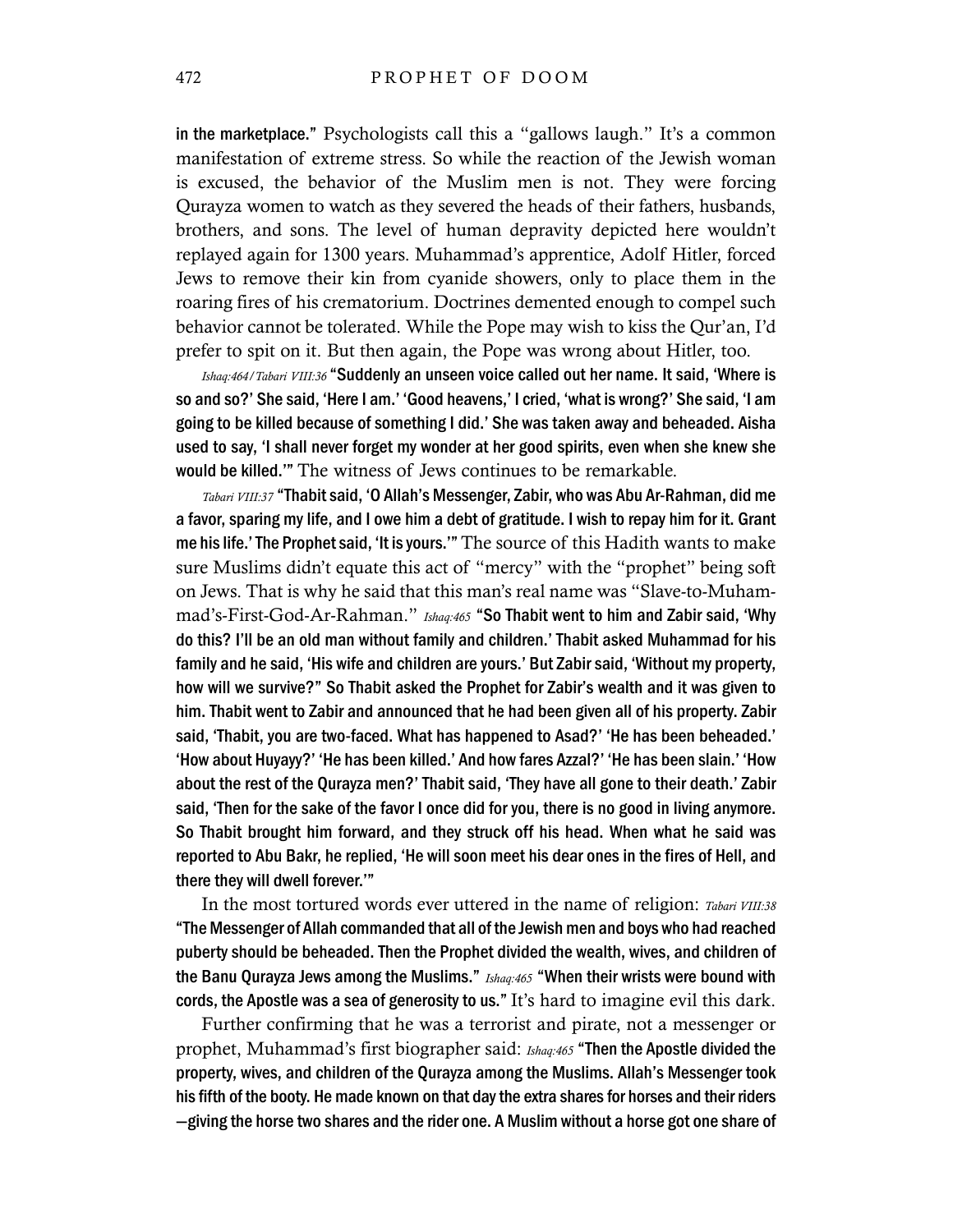**in the marketplace."** Psychologists call this a "gallows laugh." It's a common manifestation of extreme stress. So while the reaction of the Jewish woman is excused, the behavior of the Muslim men is not. They were forcing Qurayza women to watch as they severed the heads of their fathers, husbands, brothers, and sons. The level of human depravity depicted here wouldn't replayed again for 1300 years. Muhammad's apprentice, Adolf Hitler, forced Jews to remove their kin from cyanide showers, only to place them in the roaring fires of his crematorium. Doctrines demented enough to compel such behavior cannot be tolerated. While the Pope may wish to kiss the Qur'an, I'd prefer to spit on it. But then again, the Pope was wrong about Hitler, too.

*Ishaq:464/Tabari VIII:36* **"Suddenly an unseen voice called out her name. It said, 'Where is so and so?' She said, 'Here I am.' 'Good heavens,' I cried, 'what is wrong?' She said, 'I am going to be killed because of something I did.' She was taken away and beheaded. Aisha used to say, 'I shall never forget my wonder at her good spirits, even when she knew she would be killed.'"** The witness of Jews continues to be remarkable.

*Tabari VIII:37* **"Thabit said, 'O Allah's Messenger, Zabir, who was Abu Ar-Rahman, did me a favor, sparing my life, and I owe him a debt of gratitude. I wish to repay him for it. Grant me his life.' The Prophet said, 'It is yours.'"** The source of this Hadith wants to make sure Muslims didn't equate this act of "mercy" with the "prophet" being soft on Jews. That is why he said that this man's real name was "Slave-to-Muhammad's-First-God-Ar-Rahman." *Ishaq:465* **"So Thabit went to him and Zabir said, 'Why do this? I'll be an old man without family and children.' Thabit asked Muhammad for his family and he said, 'His wife and children are yours.' But Zabir said, 'Without my property, how will we survive?" So Thabit asked the Prophet for Zabir's wealth and it was given to him. Thabit went to Zabir and announced that he had been given all of his property. Zabir said, 'Thabit, you are two-faced. What has happened to Asad?' 'He has been beheaded.' 'How about Huyayy?' 'He has been killed.' And how fares Azzal?' 'He has been slain.' 'How about the rest of the Qurayza men?' Thabit said, 'They have all gone to their death.' Zabir said, 'Then for the sake of the favor I once did for you, there is no good in living anymore. So Thabit brought him forward, and they struck off his head. When what he said was reported to Abu Bakr, he replied, 'He will soon meet his dear ones in the fires of Hell, and there they will dwell forever.'"**

In the most tortured words ever uttered in the name of religion: *Tabari VIII:38* **"The Messenger of Allah commanded that all of the Jewish men and boys who had reached puberty should be beheaded. Then the Prophet divided the wealth, wives, and children of the Banu Qurayza Jews among the Muslims."** *Ishaq:465* **"When their wrists were bound with cords, the Apostle was a sea of generosity to us."** It's hard to imagine evil this dark.

Further confirming that he was a terrorist and pirate, not a messenger or prophet, Muhammad's first biographer said: *Ishaq:465* **"Then the Apostle divided the property, wives, and children of the Qurayza among the Muslims. Allah's Messenger took his fifth of the booty. He made known on that day the extra shares for horses and their riders —giving the horse two shares and the rider one. A Muslim without a horse got one share of**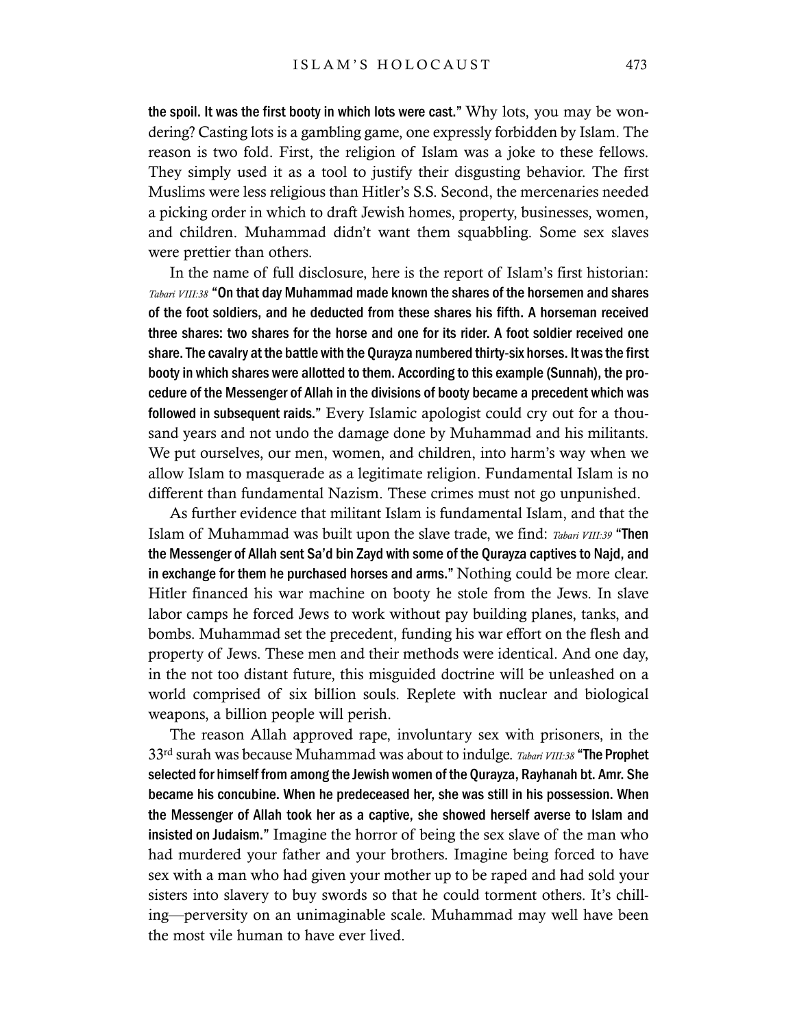**the spoil. It was the first booty in which lots were cast."** Why lots, you may be wondering? Casting lots is a gambling game, one expressly forbidden by Islam. The reason is two fold. First, the religion of Islam was a joke to these fellows. They simply used it as a tool to justify their disgusting behavior. The first Muslims were less religious than Hitler's S.S. Second, the mercenaries needed a picking order in which to draft Jewish homes, property, businesses, women, and children. Muhammad didn't want them squabbling. Some sex slaves were prettier than others.

In the name of full disclosure, here is the report of Islam's first historian: *Tabari VIII:38* **"On that day Muhammad made known the shares of the horsemen and shares of the foot soldiers, and he deducted from these shares his fifth. A horseman received three shares: two shares for the horse and one for its rider. A foot soldier received one share. The cavalry at the battle with the Qurayza numbered thirty-six horses. It was the first booty in which shares were allotted to them. According to this example (Sunnah), the procedure of the Messenger of Allah in the divisions of booty became a precedent which was followed in subsequent raids."** Every Islamic apologist could cry out for a thousand years and not undo the damage done by Muhammad and his militants. We put ourselves, our men, women, and children, into harm's way when we allow Islam to masquerade as a legitimate religion. Fundamental Islam is no different than fundamental Nazism. These crimes must not go unpunished.

As further evidence that militant Islam is fundamental Islam, and that the Islam of Muhammad was built upon the slave trade, we find: *Tabari VIII:39* **"Then the Messenger of Allah sent Sa'd bin Zayd with some of the Qurayza captives to Najd, and in exchange for them he purchased horses and arms."** Nothing could be more clear. Hitler financed his war machine on booty he stole from the Jews. In slave labor camps he forced Jews to work without pay building planes, tanks, and bombs. Muhammad set the precedent, funding his war effort on the flesh and property of Jews. These men and their methods were identical. And one day, in the not too distant future, this misguided doctrine will be unleashed on a world comprised of six billion souls. Replete with nuclear and biological weapons, a billion people will perish.

The reason Allah approved rape, involuntary sex with prisoners, in the 33rd surah was because Muhammad was about to indulge. *Tabari VIII:38* **"The Prophet selected for himself from among the Jewish women of the Qurayza, Rayhanah bt. Amr. She became his concubine. When he predeceased her, she was still in his possession. When the Messenger of Allah took her as a captive, she showed herself averse to Islam and insisted on Judaism."** Imagine the horror of being the sex slave of the man who had murdered your father and your brothers. Imagine being forced to have sex with a man who had given your mother up to be raped and had sold your sisters into slavery to buy swords so that he could torment others. It's chilling—perversity on an unimaginable scale. Muhammad may well have been the most vile human to have ever lived.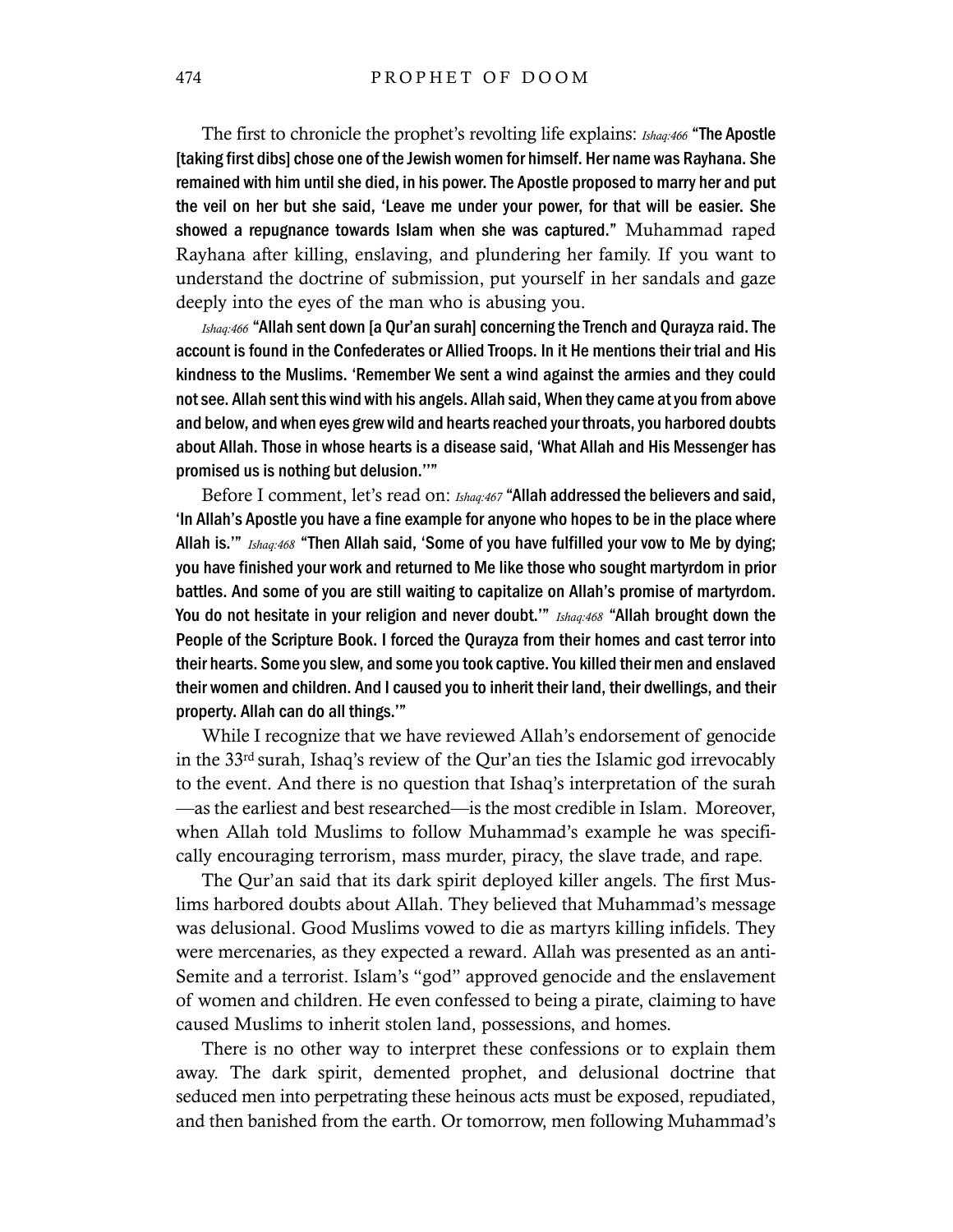The first to chronicle the prophet's revolting life explains: *Ishaq:466* **"The Apostle [taking first dibs] chose one of the Jewish women for himself. Her name was Rayhana. She remained with him until she died, in his power. The Apostle proposed to marry her and put the veil on her but she said, 'Leave me under your power, for that will be easier. She showed a repugnance towards Islam when she was captured."** Muhammad raped Rayhana after killing, enslaving, and plundering her family. If you want to understand the doctrine of submission, put yourself in her sandals and gaze deeply into the eyes of the man who is abusing you.

*Ishaq:466* **"Allah sent down [a Qur'an surah] concerning the Trench and Qurayza raid. The account is found in the Confederates or Allied Troops. In it He mentions their trial and His kindness to the Muslims. 'Remember We sent a wind against the armies and they could not see. Allah sent this wind with his angels. Allah said, When they came at you from above and below, and when eyes grew wild and hearts reached your throats, you harbored doubts about Allah. Those in whose hearts is a disease said, 'What Allah and His Messenger has promised us is nothing but delusion.''"**

Before I comment, let's read on: *Ishaq:467* **"Allah addressed the believers and said, 'In Allah's Apostle you have a fine example for anyone who hopes to be in the place where Allah is.'"** *Ishaq:468* **"Then Allah said, 'Some of you have fulfilled your vow to Me by dying; you have finished your work and returned to Me like those who sought martyrdom in prior battles. And some of you are still waiting to capitalize on Allah's promise of martyrdom. You do not hesitate in your religion and never doubt.'"** *Ishaq:468* **"Allah brought down the People of the Scripture Book. I forced the Qurayza from their homes and cast terror into their hearts. Some you slew, and some you took captive. You killed their men and enslaved their women and children. And I caused you to inherit their land, their dwellings, and their property. Allah can do all things.'"**

While I recognize that we have reviewed Allah's endorsement of genocide in the 33rd surah, Ishaq's review of the Qur'an ties the Islamic god irrevocably to the event. And there is no question that Ishaq's interpretation of the surah —as the earliest and best researched—is the most credible in Islam. Moreover, when Allah told Muslims to follow Muhammad's example he was specifically encouraging terrorism, mass murder, piracy, the slave trade, and rape.

The Qur'an said that its dark spirit deployed killer angels. The first Muslims harbored doubts about Allah. They believed that Muhammad's message was delusional. Good Muslims vowed to die as martyrs killing infidels. They were mercenaries, as they expected a reward. Allah was presented as an anti-Semite and a terrorist. Islam's "god" approved genocide and the enslavement of women and children. He even confessed to being a pirate, claiming to have caused Muslims to inherit stolen land, possessions, and homes.

There is no other way to interpret these confessions or to explain them away. The dark spirit, demented prophet, and delusional doctrine that seduced men into perpetrating these heinous acts must be exposed, repudiated, and then banished from the earth. Or tomorrow, men following Muhammad's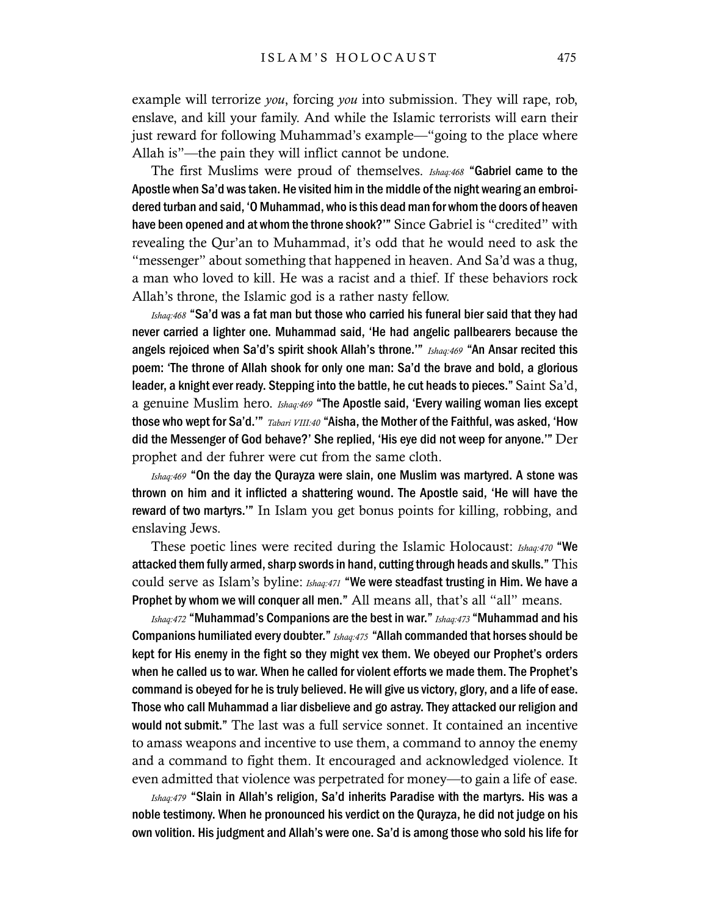example will terrorize *you*, forcing *you* into submission. They will rape, rob, enslave, and kill your family. And while the Islamic terrorists will earn their just reward for following Muhammad's example—"going to the place where Allah is"—the pain they will inflict cannot be undone.

The first Muslims were proud of themselves. *Ishaq:468* **"Gabriel came to the Apostle when Sa'd was taken. He visited him in the middle of the night wearing an embroidered turban and said, 'O Muhammad, who is this dead man for whom the doors of heaven have been opened and at whom the throne shook?'"** Since Gabriel is "credited" with revealing the Qur'an to Muhammad, it's odd that he would need to ask the "messenger" about something that happened in heaven. And Sa'd was a thug, a man who loved to kill. He was a racist and a thief. If these behaviors rock Allah's throne, the Islamic god is a rather nasty fellow.

*Ishaq:468* **"Sa'd was a fat man but those who carried his funeral bier said that they had never carried a lighter one. Muhammad said, 'He had angelic pallbearers because the angels rejoiced when Sa'd's spirit shook Allah's throne.'"** *Ishaq:469* **"An Ansar recited this poem: 'The throne of Allah shook for only one man: Sa'd the brave and bold, a glorious leader, a knight ever ready. Stepping into the battle, he cut heads to pieces."** Saint Sa'd, a genuine Muslim hero. *Ishaq:469* **"The Apostle said, 'Every wailing woman lies except those who wept for Sa'd.'"** *Tabari VIII:40* **"Aisha, the Mother of the Faithful, was asked, 'How did the Messenger of God behave?' She replied, 'His eye did not weep for anyone.'"** Der prophet and der fuhrer were cut from the same cloth.

*Ishaq:469* **"On the day the Qurayza were slain, one Muslim was martyred. A stone was thrown on him and it inflicted a shattering wound. The Apostle said, 'He will have the reward of two martyrs.'"** In Islam you get bonus points for killing, robbing, and enslaving Jews.

These poetic lines were recited during the Islamic Holocaust: *Ishaq:470* **"We attacked them fully armed, sharp swords in hand, cutting through heads and skulls."** This could serve as Islam's byline: *Ishaq:471* **"We were steadfast trusting in Him. We have a Prophet by whom we will conquer all men."** All means all, that's all "all" means.

*Ishaq:472* **"Muhammad's Companions are the best in war."** *Ishaq:473* **"Muhammad and his Companions humiliated every doubter."** *Ishaq:475* **"Allah commanded that horses should be kept for His enemy in the fight so they might vex them. We obeyed our Prophet's orders when he called us to war. When he called for violent efforts we made them. The Prophet's command is obeyed for he is truly believed. He will give us victory, glory, and a life of ease. Those who call Muhammad a liar disbelieve and go astray. They attacked our religion and would not submit."** The last was a full service sonnet. It contained an incentive to amass weapons and incentive to use them, a command to annoy the enemy and a command to fight them. It encouraged and acknowledged violence. It even admitted that violence was perpetrated for money—to gain a life of ease.

*Ishaq:479* **"Slain in Allah's religion, Sa'd inherits Paradise with the martyrs. His was a noble testimony. When he pronounced his verdict on the Qurayza, he did not judge on his own volition. His judgment and Allah's were one. Sa'd is among those who sold his life for**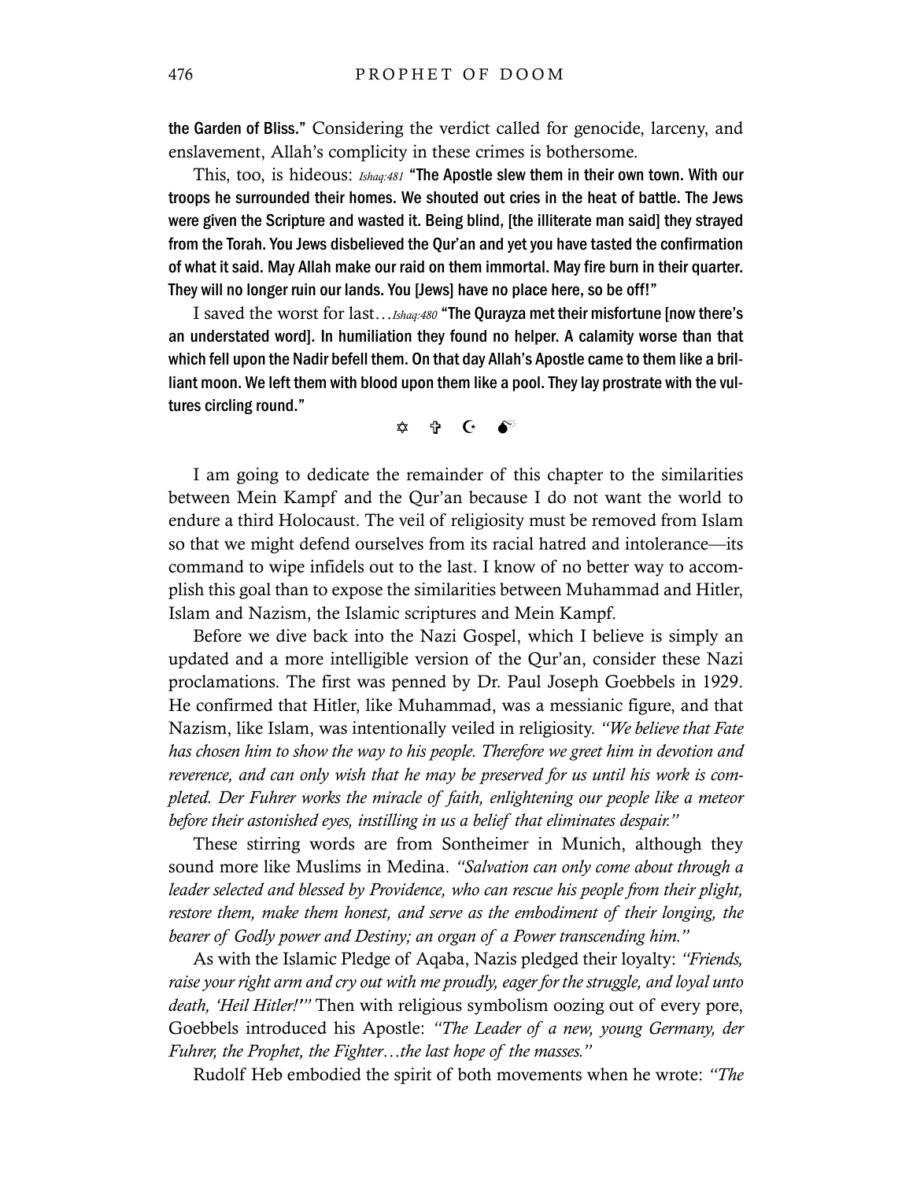**the Garden of Bliss."** Considering the verdict called for genocide, larceny, and enslavement, Allah's complicity in these crimes is bothersome.

This, too, is hideous: *Ishaq:481* **"The Apostle slew them in their own town. With our troops he surrounded their homes. We shouted out cries in the heat of battle. The Jews were given the Scripture and wasted it. Being blind, [the illiterate man said] they strayed from the Torah. You Jews disbelieved the Qur'an and yet you have tasted the confirmation of what it said. May Allah make our raid on them immortal. May fire burn in their quarter. They will no longer ruin our lands. You [Jews] have no place here, so be off!"**

I saved the worst for last…*Ishaq:480* **"The Qurayza met their misfortune [now there's an understated word]. In humiliation they found no helper. A calamity worse than that which fell upon the Nadir befell them. On that day Allah's Apostle came to them like a brilliant moon. We left them with blood upon them like a pool. They lay prostrate with the vultures circling round."**

✡ ✞ ☪ 💣

I am going to dedicate the remainder of this chapter to the similarities between Mein Kampf and the Qur'an because I do not want the world to endure a third Holocaust. The veil of religiosity must be removed from Islam so that we might defend ourselves from its racial hatred and intolerance—its command to wipe infidels out to the last. I know of no better way to accomplish this goal than to expose the similarities between Muhammad and Hitler, Islam and Nazism, the Islamic scriptures and Mein Kampf.

Before we dive back into the Nazi Gospel, which I believe is simply an updated and a more intelligible version of the Qur'an, consider these Nazi proclamations. The first was penned by Dr. Paul Joseph Goebbels in 1929. He confirmed that Hitler, like Muhammad, was a messianic figure, and that Nazism, like Islam, was intentionally veiled in religiosity. *"We believe that Fate has chosen him to show the way to his people. Therefore we greet him in devotion and reverence, and can only wish that he may be preserved for us until his work is completed. Der Fuhrer works the miracle of faith, enlightening our people like a meteor before their astonished eyes, instilling in us a belief that eliminates despair."*

These stirring words are from Sontheimer in Munich, although they sound more like Muslims in Medina. *"Salvation can only come about through a leader selected and blessed by Providence, who can rescue his people from their plight, restore them, make them honest, and serve as the embodiment of their longing, the bearer of Godly power and Destiny; an organ of a Power transcending him."*

As with the Islamic Pledge of Aqaba, Nazis pledged their loyalty: *"Friends, raise your right arm and cry out with me proudly, eager for the struggle, and loyal unto death, 'Heil Hitler!'"* Then with religious symbolism oozing out of every pore, Goebbels introduced his Apostle: *"The Leader of a new, young Germany, der Fuhrer, the Prophet, the Fighter…the last hope of the masses."*

Rudolf Heb embodied the spirit of both movements when he wrote: *"The*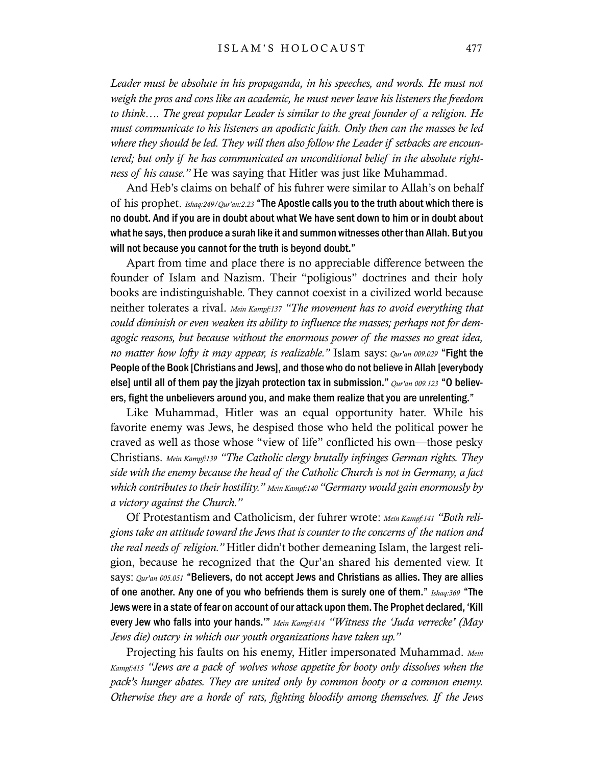*Leader must be absolute in his propaganda, in his speeches, and words. He must not weigh the pros and cons like an academic, he must never leave his listeners the freedom to think…. The great popular Leader is similar to the great founder of a religion. He must communicate to his listeners an apodictic faith. Only then can the masses be led where they should be led. They will then also follow the Leader if setbacks are encountered; but only if he has communicated an unconditional belief in the absolute rightness of his cause."* He was saying that Hitler was just like Muhammad.

And Heb's claims on behalf of his fuhrer were similar to Allah's on behalf of his prophet. *Ishaq:249/Qur'an:2.23* **"The Apostle calls you to the truth about which there is no doubt. And if you are in doubt about what We have sent down to him or in doubt about what he says, then produce a surah like it and summon witnesses other than Allah. But you will not because you cannot for the truth is beyond doubt."**

Apart from time and place there is no appreciable difference between the founder of Islam and Nazism. Their "poligious" doctrines and their holy books are indistinguishable. They cannot coexist in a civilized world because neither tolerates a rival. *Mein Kampf:137 "The movement has to avoid everything that could diminish or even weaken its ability to influence the masses; perhaps not for demagogic reasons, but because without the enormous power of the masses no great idea, no matter how lofty it may appear, is realizable."* Islam says: *Qur'an 009.029* **"Fight the People of the Book [Christians and Jews], and those who do not believe in Allah [everybody else] until all of them pay the jizyah protection tax in submission."** *Qur'an 009.123* **"O believers, fight the unbelievers around you, and make them realize that you are unrelenting."**

Like Muhammad, Hitler was an equal opportunity hater. While his favorite enemy was Jews, he despised those who held the political power he craved as well as those whose "view of life" conflicted his own—those pesky Christians. *Mein Kampf:139 "The Catholic clergy brutally infringes German rights. They side with the enemy because the head of the Catholic Church is not in Germany, a fact which contributes to their hostility." Mein Kampf:140 "Germany would gain enormously by a victory against the Church."*

Of Protestantism and Catholicism, der fuhrer wrote: *Mein Kampf:141 "Both religions take an attitude toward the Jews that is counter to the concerns of the nation and the real needs of religion."* Hitler didn't bother demeaning Islam, the largest religion, because he recognized that the Qur'an shared his demented view. It says: *Qur'an 005.051* **"Believers, do not accept Jews and Christians as allies. They are allies of one another. Any one of you who befriends them is surely one of them."** *Ishaq:369* **"The Jews were in a state of fear on account of our attack upon them. The Prophet declared, 'Kill every Jew who falls into your hands.'"** *Mein Kampf:414 "Witness the 'Juda verrecke' (May Jews die) outcry in which our youth organizations have taken up."*

Projecting his faults on his enemy, Hitler impersonated Muhammad. *Mein Kampf:415 "Jews are a pack of wolves whose appetite for booty only dissolves when the pack's hunger abates. They are united only by common booty or a common enemy. Otherwise they are a horde of rats, fighting bloodily among themselves. If the Jews*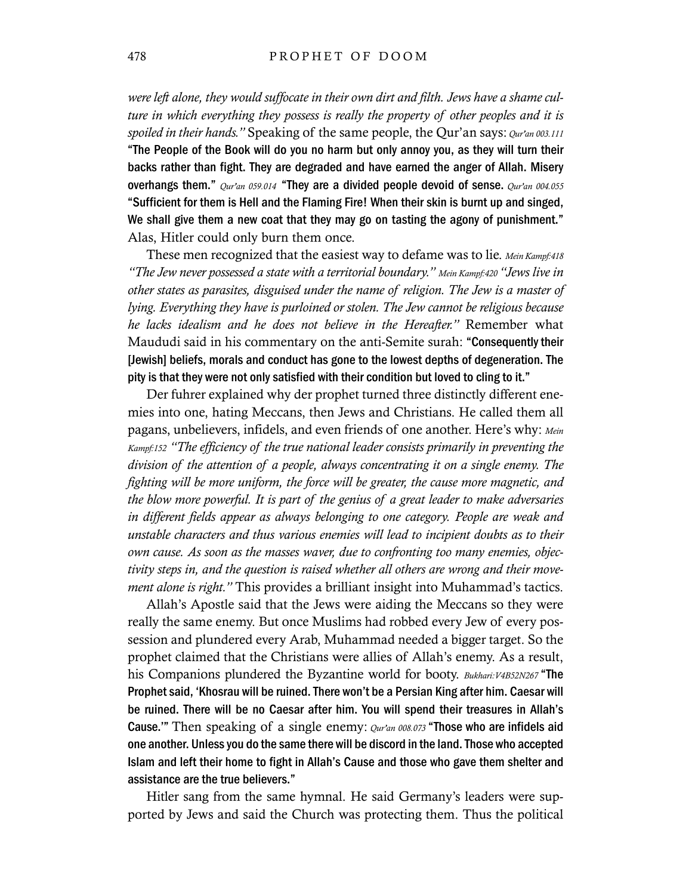*were left alone, they would suffocate in their own dirt and filth. Jews have a shame culture in which everything they possess is really the property of other peoples and it is spoiled in their hands."* Speaking of the same people, the Qur'an says: *Qur'an 003.111* **"The People of the Book will do you no harm but only annoy you, as they will turn their backs rather than fight. They are degraded and have earned the anger of Allah. Misery overhangs them."** *Qur'an 059.014* **"They are a divided people devoid of sense.** *Qur'an 004.055* **"Sufficient for them is Hell and the Flaming Fire! When their skin is burnt up and singed, We shall give them a new coat that they may go on tasting the agony of punishment."** Alas, Hitler could only burn them once.

These men recognized that the easiest way to defame was to lie. *Mein Kampf:418 "The Jew never possessed a state with a territorial boundary." Mein Kampf:420 "Jews live in other states as parasites, disguised under the name of religion. The Jew is a master of lying. Everything they have is purloined or stolen. The Jew cannot be religious because he lacks idealism and he does not believe in the Hereafter."* Remember what Maududi said in his commentary on the anti-Semite surah: **"Consequently their [Jewish] beliefs, morals and conduct has gone to the lowest depths of degeneration. The pity is that they were not only satisfied with their condition but loved to cling to it."**

Der fuhrer explained why der prophet turned three distinctly different enemies into one, hating Meccans, then Jews and Christians. He called them all pagans, unbelievers, infidels, and even friends of one another. Here's why: *Mein Kampf:152 "The efficiency of the true national leader consists primarily in preventing the division of the attention of a people, always concentrating it on a single enemy. The fighting will be more uniform, the force will be greater, the cause more magnetic, and the blow more powerful. It is part of the genius of a great leader to make adversaries in different fields appear as always belonging to one category. People are weak and unstable characters and thus various enemies will lead to incipient doubts as to their own cause. As soon as the masses waver, due to confronting too many enemies, objectivity steps in, and the question is raised whether all others are wrong and their movement alone is right."* This provides a brilliant insight into Muhammad's tactics.

Allah's Apostle said that the Jews were aiding the Meccans so they were really the same enemy. But once Muslims had robbed every Jew of every possession and plundered every Arab, Muhammad needed a bigger target. So the prophet claimed that the Christians were allies of Allah's enemy. As a result, his Companions plundered the Byzantine world for booty. *Bukhari:V4B52N267* **"The Prophet said, 'Khosrau will be ruined. There won't be a Persian King after him. Caesar will be ruined. There will be no Caesar after him. You will spend their treasures in Allah's Cause.'"** Then speaking of a single enemy: *Qur'an 008.073* **"Those who are infidels aid one another. Unless you do the same there will be discord in the land. Those who accepted Islam and left their home to fight in Allah's Cause and those who gave them shelter and assistance are the true believers."**

Hitler sang from the same hymnal. He said Germany's leaders were supported by Jews and said the Church was protecting them. Thus the political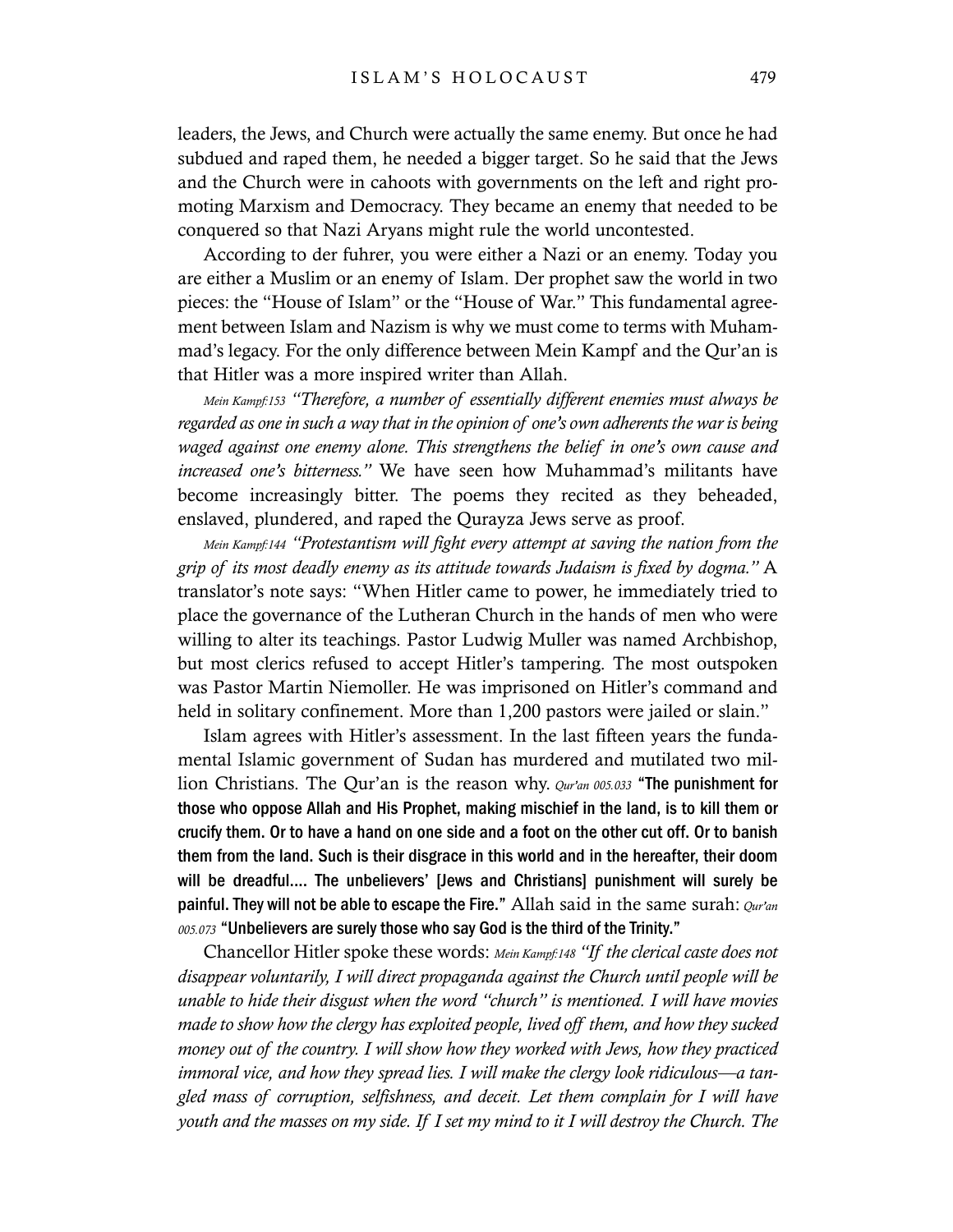leaders, the Jews, and Church were actually the same enemy. But once he had subdued and raped them, he needed a bigger target. So he said that the Jews and the Church were in cahoots with governments on the left and right promoting Marxism and Democracy. They became an enemy that needed to be conquered so that Nazi Aryans might rule the world uncontested.

According to der fuhrer, you were either a Nazi or an enemy. Today you are either a Muslim or an enemy of Islam. Der prophet saw the world in two pieces: the "House of Islam" or the "House of War." This fundamental agreement between Islam and Nazism is why we must come to terms with Muhammad's legacy. For the only difference between Mein Kampf and the Qur'an is that Hitler was a more inspired writer than Allah.

*Mein Kampf:153 "Therefore, a number of essentially different enemies must always be regarded as one in such a way that in the opinion of one's own adherents the war is being waged against one enemy alone. This strengthens the belief in one's own cause and increased one's bitterness."* We have seen how Muhammad's militants have become increasingly bitter. The poems they recited as they beheaded, enslaved, plundered, and raped the Qurayza Jews serve as proof.

*Mein Kampf:144 "Protestantism will fight every attempt at saving the nation from the grip of its most deadly enemy as its attitude towards Judaism is fixed by dogma."* A translator's note says: "When Hitler came to power, he immediately tried to place the governance of the Lutheran Church in the hands of men who were willing to alter its teachings. Pastor Ludwig Muller was named Archbishop, but most clerics refused to accept Hitler's tampering. The most outspoken was Pastor Martin Niemoller. He was imprisoned on Hitler's command and held in solitary confinement. More than 1,200 pastors were jailed or slain."

Islam agrees with Hitler's assessment. In the last fifteen years the fundamental Islamic government of Sudan has murdered and mutilated two million Christians. The Qur'an is the reason why. *Qur'an 005.033* **"The punishment for those who oppose Allah and His Prophet, making mischief in the land, is to kill them or crucify them. Or to have a hand on one side and a foot on the other cut off. Or to banish them from the land. Such is their disgrace in this world and in the hereafter, their doom will be dreadful.... The unbelievers' [Jews and Christians] punishment will surely be painful. They will not be able to escape the Fire."** Allah said in the same surah: *Qur'an 005.073* **"Unbelievers are surely those who say God is the third of the Trinity."**

Chancellor Hitler spoke these words: *Mein Kampf:148 "If the clerical caste does not disappear voluntarily, I will direct propaganda against the Church until people will be unable to hide their disgust when the word "church" is mentioned. I will have movies made to show how the clergy has exploited people, lived off them, and how they sucked money out of the country. I will show how they worked with Jews, how they practiced immoral vice, and how they spread lies. I will make the clergy look ridiculous—a tangled mass of corruption, selfishness, and deceit. Let them complain for I will have youth and the masses on my side. If I set my mind to it I will destroy the Church. The*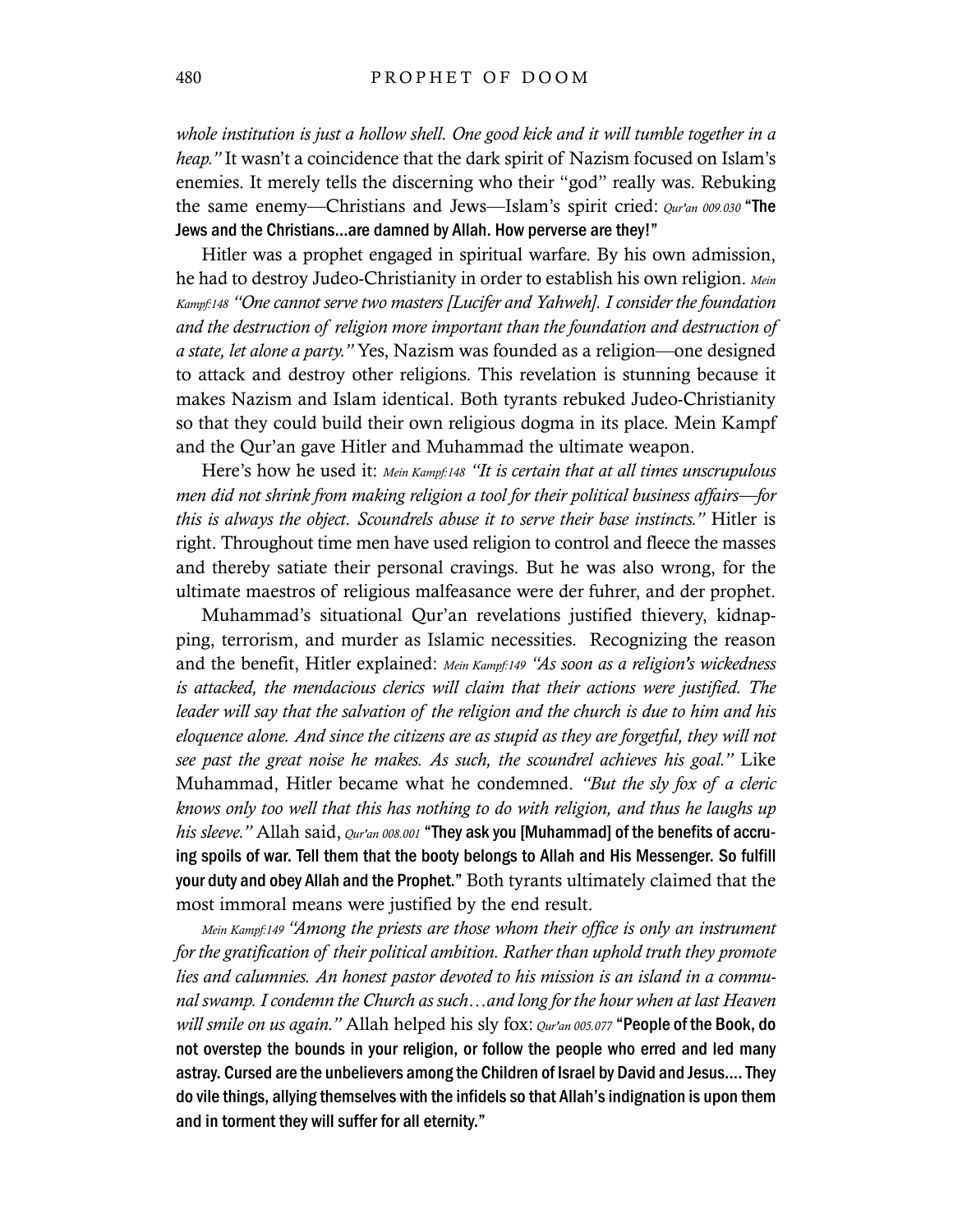*whole institution is just a hollow shell. One good kick and it will tumble together in a heap."* It wasn't a coincidence that the dark spirit of Nazism focused on Islam's enemies. It merely tells the discerning who their "god" really was. Rebuking the same enemy—Christians and Jews—Islam's spirit cried: *Qur'an 009.030* **"The Jews and the Christians…are damned by Allah. How perverse are they!"**

Hitler was a prophet engaged in spiritual warfare. By his own admission, he had to destroy Judeo-Christianity in order to establish his own religion. *Mein Kampf:148 "One cannot serve two masters [Lucifer and Yahweh]. I consider the foundation and the destruction of religion more important than the foundation and destruction of a state, let alone a party."* Yes, Nazism was founded as a religion—one designed to attack and destroy other religions. This revelation is stunning because it makes Nazism and Islam identical. Both tyrants rebuked Judeo-Christianity so that they could build their own religious dogma in its place. Mein Kampf and the Qur'an gave Hitler and Muhammad the ultimate weapon.

Here's how he used it: *Mein Kampf:148 "It is certain that at all times unscrupulous men did not shrink from making religion a tool for their political business affairs—for this is always the object. Scoundrels abuse it to serve their base instincts."* Hitler is right. Throughout time men have used religion to control and fleece the masses and thereby satiate their personal cravings. But he was also wrong, for the ultimate maestros of religious malfeasance were der fuhrer, and der prophet.

Muhammad's situational Qur'an revelations justified thievery, kidnapping, terrorism, and murder as Islamic necessities. Recognizing the reason and the benefit, Hitler explained: *Mein Kampf:149 "As soon as a religion's wickedness is attacked, the mendacious clerics will claim that their actions were justified. The leader will say that the salvation of the religion and the church is due to him and his eloquence alone. And since the citizens are as stupid as they are forgetful, they will not see past the great noise he makes. As such, the scoundrel achieves his goal."* Like Muhammad, Hitler became what he condemned. *"But the sly fox of a cleric knows only too well that this has nothing to do with religion, and thus he laughs up his sleeve."* Allah said, *Qur'an 008.001* **"They ask you [Muhammad] of the benefits of accruing spoils of war. Tell them that the booty belongs to Allah and His Messenger. So fulfill your duty and obey Allah and the Prophet."** Both tyrants ultimately claimed that the most immoral means were justified by the end result.

*Mein Kampf:149 "Among the priests are those whom their office is only an instrument for the gratification of their political ambition. Rather than uphold truth they promote lies and calumnies. An honest pastor devoted to his mission is an island in a communal swamp. I condemn the Church as such…and long for the hour when at last Heaven will smile on us again."* Allah helped his sly fox: *Qur'an 005.077* **"People of the Book, do not overstep the bounds in your religion, or follow the people who erred and led many astray. Cursed are the unbelievers among the Children of Israel by David and Jesus…. They do vile things, allying themselves with the infidels so that Allah's indignation is upon them and in torment they will suffer for all eternity."**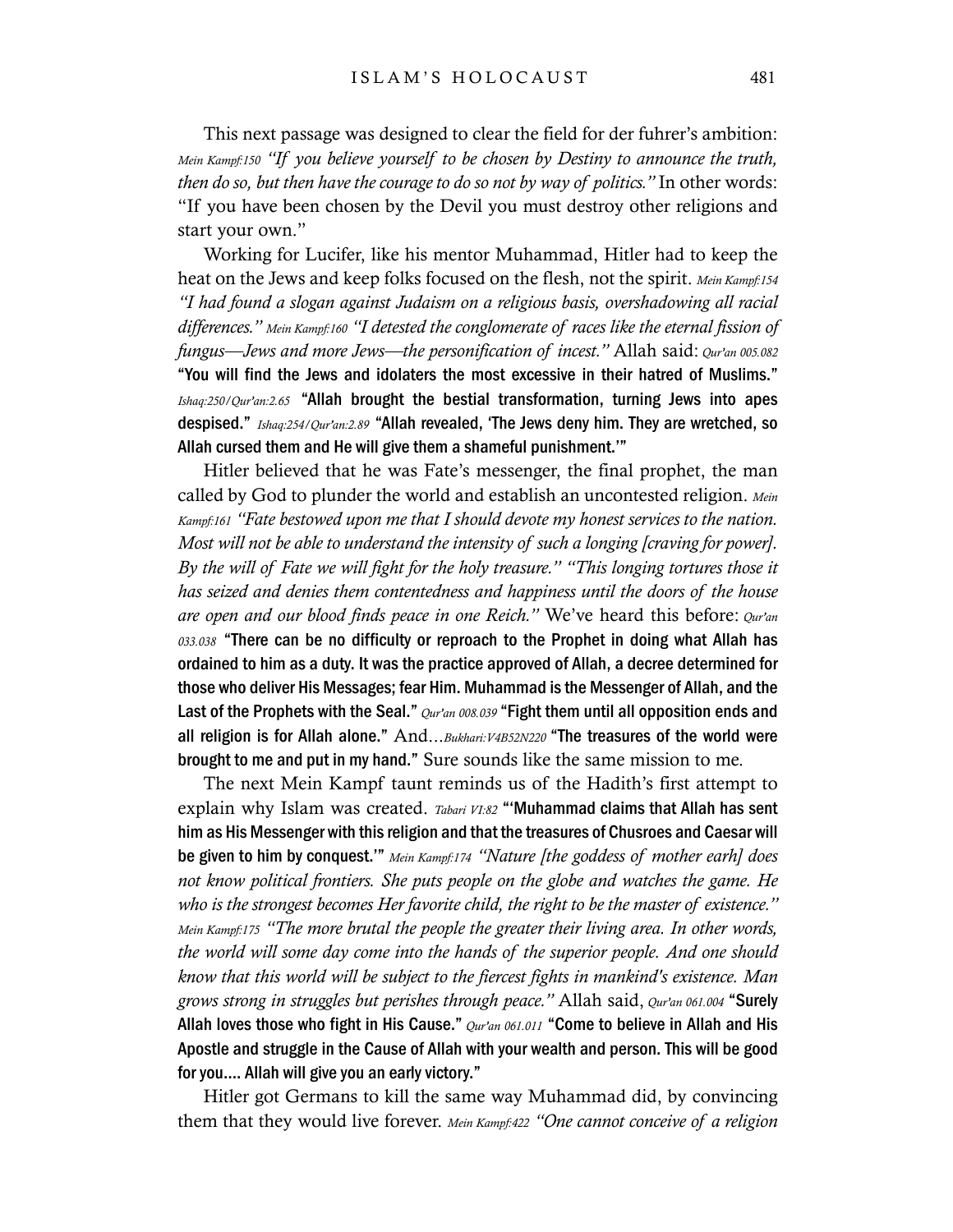This next passage was designed to clear the field for der fuhrer's ambition: *Mein Kampf:150 "If you believe yourself to be chosen by Destiny to announce the truth, then do so, but then have the courage to do so not by way of politics."* In other words: "If you have been chosen by the Devil you must destroy other religions and start your own."

Working for Lucifer, like his mentor Muhammad, Hitler had to keep the heat on the Jews and keep folks focused on the flesh, not the spirit. *Mein Kampf:154 "I had found a slogan against Judaism on a religious basis, overshadowing all racial differences." Mein Kampf:160 "I detested the conglomerate of races like the eternal fission of fungus—Jews and more Jews—the personification of incest."* Allah said: *Qur'an 005.082* **"You will find the Jews and idolaters the most excessive in their hatred of Muslims."** *Ishaq:250/Qur'an:2.65* **"Allah brought the bestial transformation, turning Jews into apes despised."** *Ishaq:254/Qur'an:2.89* **"Allah revealed, 'The Jews deny him. They are wretched, so Allah cursed them and He will give them a shameful punishment.'"**

Hitler believed that he was Fate's messenger, the final prophet, the man called by God to plunder the world and establish an uncontested religion. *Mein Kampf:161 "Fate bestowed upon me that I should devote my honest services to the nation. Most will not be able to understand the intensity of such a longing [craving for power]. By the will of Fate we will fight for the holy treasure." "This longing tortures those it has seized and denies them contentedness and happiness until the doors of the house are open and our blood finds peace in one Reich."* We've heard this before: *Qur'an 033.038* **"There can be no difficulty or reproach to the Prophet in doing what Allah has ordained to him as a duty. It was the practice approved of Allah, a decree determined for those who deliver His Messages; fear Him. Muhammad is the Messenger of Allah, and the Last of the Prophets with the Seal."** *Qur'an 008.039* **"Fight them until all opposition ends and all religion is for Allah alone."** And…*Bukhari:V4B52N220* **"The treasures of the world were brought to me and put in my hand."** Sure sounds like the same mission to me.

The next Mein Kampf taunt reminds us of the Hadith's first attempt to explain why Islam was created. *Tabari VI:82* **"'Muhammad claims that Allah has sent him as His Messenger with this religion and that the treasures of Chusroes and Caesar will be given to him by conquest.'"** *Mein Kampf:174 "Nature [the goddess of mother earh] does not know political frontiers. She puts people on the globe and watches the game. He who is the strongest becomes Her favorite child, the right to be the master of existence." Mein Kampf:175 "The more brutal the people the greater their living area. In other words, the world will some day come into the hands of the superior people. And one should know that this world will be subject to the fiercest fights in mankind's existence. Man grows strong in struggles but perishes through peace."* Allah said, *Qur'an 061.004* **"Surely Allah loves those who fight in His Cause."** *Qur'an 061.011* **"Come to believe in Allah and His Apostle and struggle in the Cause of Allah with your wealth and person. This will be good for you…. Allah will give you an early victory."**

Hitler got Germans to kill the same way Muhammad did, by convincing them that they would live forever. *Mein Kampf:422 "One cannot conceive of a religion*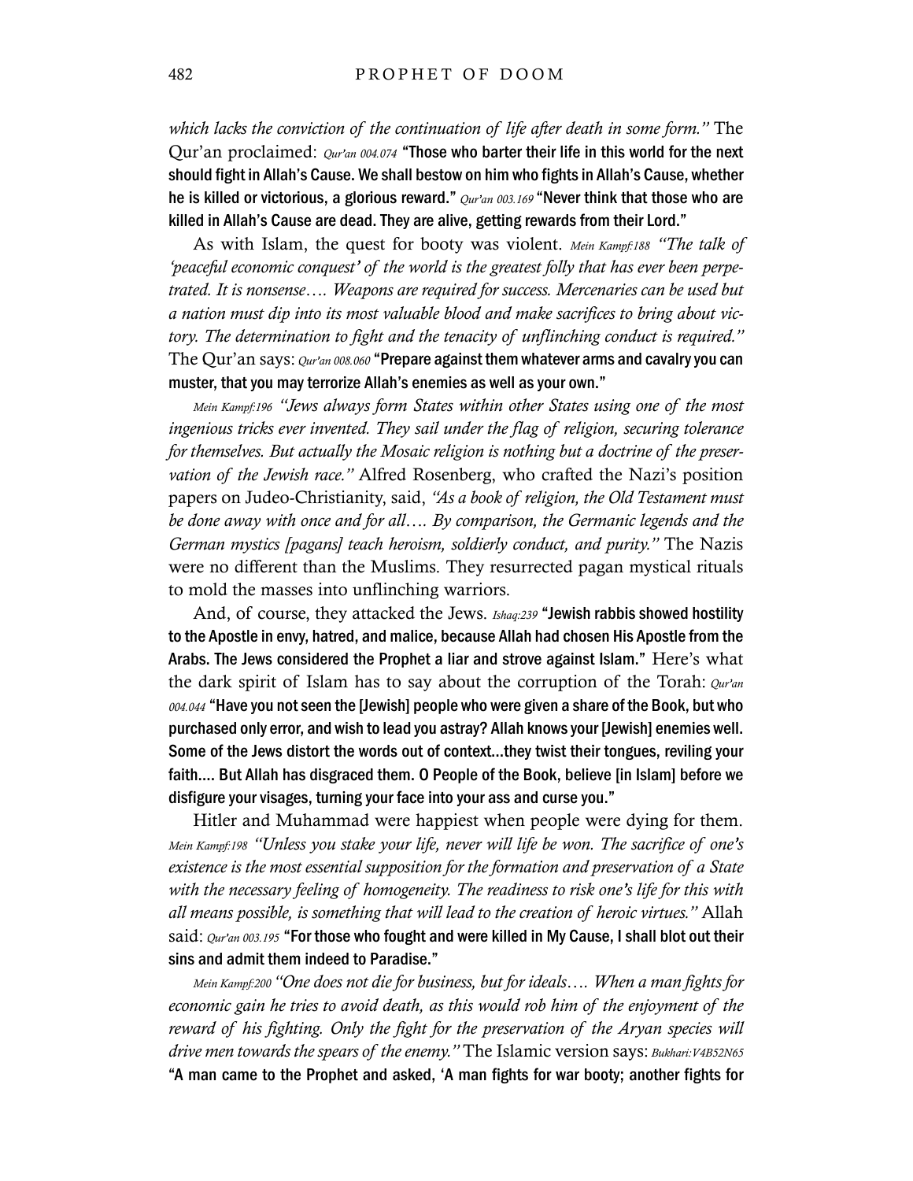*which lacks the conviction of the continuation of life after death in some form."* The Qur'an proclaimed: *Qur'an 004.074* **"Those who barter their life in this world for the next should fight in Allah's Cause. We shall bestow on him who fights in Allah's Cause, whether he is killed or victorious, a glorious reward."** *Qur'an 003.169* **"Never think that those who are killed in Allah's Cause are dead. They are alive, getting rewards from their Lord."**

As with Islam, the quest for booty was violent. *Mein Kampf:188 "The talk of 'peaceful economic conquest' of the world is the greatest folly that has ever been perpetrated. It is nonsense…. Weapons are required for success. Mercenaries can be used but a nation must dip into its most valuable blood and make sacrifices to bring about victory. The determination to fight and the tenacity of unflinching conduct is required."* The Qur'an says: *Qur'an 008.060* **"Prepare against them whatever arms and cavalry you can muster, that you may terrorize Allah's enemies as well as your own."**

*Mein Kampf:196 "Jews always form States within other States using one of the most ingenious tricks ever invented. They sail under the flag of religion, securing tolerance for themselves. But actually the Mosaic religion is nothing but a doctrine of the preservation of the Jewish race."* Alfred Rosenberg, who crafted the Nazi's position papers on Judeo-Christianity, said, *"As a book of religion, the Old Testament must be done away with once and for all…. By comparison, the Germanic legends and the German mystics [pagans] teach heroism, soldierly conduct, and purity."* The Nazis were no different than the Muslims. They resurrected pagan mystical rituals to mold the masses into unflinching warriors.

And, of course, they attacked the Jews. *Ishaq:239* **"Jewish rabbis showed hostility to the Apostle in envy, hatred, and malice, because Allah had chosen His Apostle from the Arabs. The Jews considered the Prophet a liar and strove against Islam."** Here's what the dark spirit of Islam has to say about the corruption of the Torah: *Qur'an 004.044* **"Have you not seen the [Jewish] people who were given a share of the Book, but who purchased only error, and wish to lead you astray? Allah knows your [Jewish] enemies well. Some of the Jews distort the words out of context…they twist their tongues, reviling your faith…. But Allah has disgraced them. O People of the Book, believe [in Islam] before we disfigure your visages, turning your face into your ass and curse you."**

Hitler and Muhammad were happiest when people were dying for them. *Mein Kampf:198 "Unless you stake your life, never will life be won. The sacrifice of one's existence is the most essential supposition for the formation and preservation of a State with the necessary feeling of homogeneity. The readiness to risk one's life for this with all means possible, is something that will lead to the creation of heroic virtues."* Allah said: *Qur'an 003.195* **"For those who fought and were killed in My Cause, I shall blot out their sins and admit them indeed to Paradise."**

*Mein Kampf:200 "One does not die for business, but for ideals…. When a man fights for economic gain he tries to avoid death, as this would rob him of the enjoyment of the reward of his fighting. Only the fight for the preservation of the Aryan species will drive men towards the spears of the enemy."* The Islamic version says: *Bukhari:V4B52N65* **"A man came to the Prophet and asked, 'A man fights for war booty; another fights for**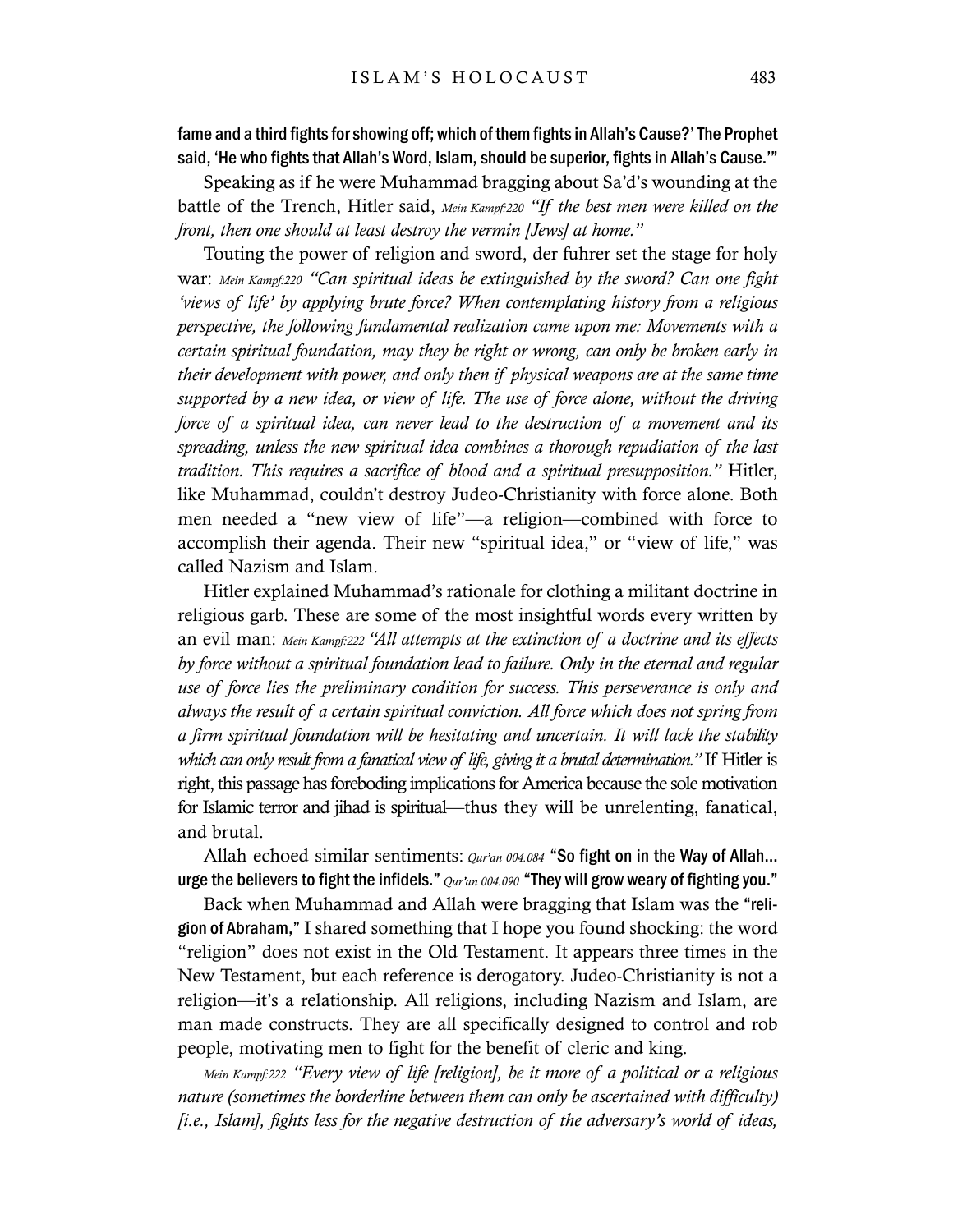**fame and a third fights for showing off; which of them fights in Allah's Cause?' The Prophet said, 'He who fights that Allah's Word, Islam, should be superior, fights in Allah's Cause.'"**

Speaking as if he were Muhammad bragging about Sa'd's wounding at the battle of the Trench, Hitler said, *Mein Kampf:220 "If the best men were killed on the front, then one should at least destroy the vermin [Jews] at home."*

Touting the power of religion and sword, der fuhrer set the stage for holy war: *Mein Kampf:220 "Can spiritual ideas be extinguished by the sword? Can one fight 'views of life' by applying brute force? When contemplating history from a religious perspective, the following fundamental realization came upon me: Movements with a certain spiritual foundation, may they be right or wrong, can only be broken early in their development with power, and only then if physical weapons are at the same time supported by a new idea, or view of life. The use of force alone, without the driving force of a spiritual idea, can never lead to the destruction of a movement and its spreading, unless the new spiritual idea combines a thorough repudiation of the last tradition. This requires a sacrifice of blood and a spiritual presupposition."* Hitler, like Muhammad, couldn't destroy Judeo-Christianity with force alone. Both men needed a "new view of life"—a religion—combined with force to accomplish their agenda. Their new "spiritual idea," or "view of life," was called Nazism and Islam.

Hitler explained Muhammad's rationale for clothing a militant doctrine in religious garb. These are some of the most insightful words every written by an evil man: *Mein Kampf:222 "All attempts at the extinction of a doctrine and its effects by force without a spiritual foundation lead to failure. Only in the eternal and regular use of force lies the preliminary condition for success. This perseverance is only and always the result of a certain spiritual conviction. All force which does not spring from a firm spiritual foundation will be hesitating and uncertain. It will lack the stability which can only result from a fanatical view of life, giving it a brutal determination."* If Hitler is right, this passage has foreboding implications for America because the sole motivation for Islamic terror and jihad is spiritual—thus they will be unrelenting, fanatical, and brutal.

Allah echoed similar sentiments: *Qur'an 004.084* **"So fight on in the Way of Allah... urge the believers to fight the infidels."** *Qur'an 004.090* **"They will grow weary of fighting you."**

Back when Muhammad and Allah were bragging that Islam was the **"religion of Abraham,"** I shared something that I hope you found shocking: the word "religion" does not exist in the Old Testament. It appears three times in the New Testament, but each reference is derogatory. Judeo-Christianity is not a religion—it's a relationship. All religions, including Nazism and Islam, are man made constructs. They are all specifically designed to control and rob people, motivating men to fight for the benefit of cleric and king.

*Mein Kampf:222 "Every view of life [religion], be it more of a political or a religious nature (sometimes the borderline between them can only be ascertained with difficulty) [i.e., Islam], fights less for the negative destruction of the adversary's world of ideas,*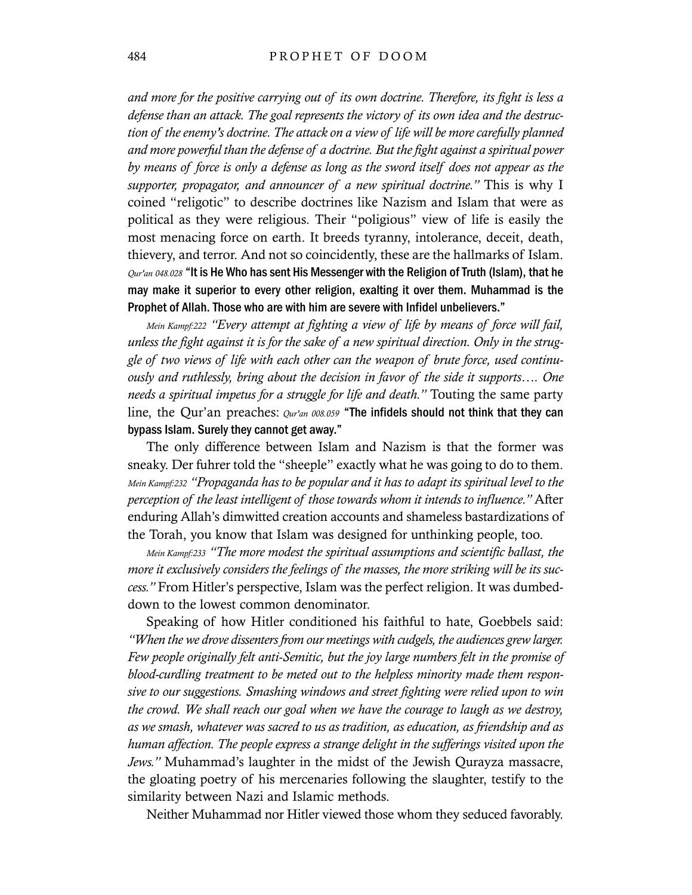*and more for the positive carrying out of its own doctrine. Therefore, its fight is less a defense than an attack. The goal represents the victory of its own idea and the destruction of the enemy's doctrine. The attack on a view of life will be more carefully planned and more powerful than the defense of a doctrine. But the fight against a spiritual power by means of force is only a defense as long as the sword itself does not appear as the supporter, propagator, and announcer of a new spiritual doctrine."* This is why I coined "religotic" to describe doctrines like Nazism and Islam that were as political as they were religious. Their "poligious" view of life is easily the most menacing force on earth. It breeds tyranny, intolerance, deceit, death, thievery, and terror. And not so coincidently, these are the hallmarks of Islam. *Qur'an 048.028* **"It is He Who has sent His Messenger with the Religion of Truth (Islam), that he may make it superior to every other religion, exalting it over them. Muhammad is the Prophet of Allah. Those who are with him are severe with Infidel unbelievers."**

*Mein Kampf:222 "Every attempt at fighting a view of life by means of force will fail, unless the fight against it is for the sake of a new spiritual direction. Only in the struggle of two views of life with each other can the weapon of brute force, used continuously and ruthlessly, bring about the decision in favor of the side it supports…. One needs a spiritual impetus for a struggle for life and death."* Touting the same party line, the Qur'an preaches: *Qur'an 008.059* **"The infidels should not think that they can bypass Islam. Surely they cannot get away."**

The only difference between Islam and Nazism is that the former was sneaky. Der fuhrer told the "sheeple" exactly what he was going to do to them. *Mein Kampf:232 "Propaganda has to be popular and it has to adapt its spiritual level to the perception of the least intelligent of those towards whom it intends to influence."* After enduring Allah's dimwitted creation accounts and shameless bastardizations of the Torah, you know that Islam was designed for unthinking people, too.

*Mein Kampf:233 "The more modest the spiritual assumptions and scientific ballast, the more it exclusively considers the feelings of the masses, the more striking will be its success."* From Hitler's perspective, Islam was the perfect religion. It was dumbed-down to the lowest common denominator.

Speaking of how Hitler conditioned his faithful to hate, Goebbels said: *"When the we drove dissenters from our meetings with cudgels, the audiences grew larger. Few people originally felt anti-Semitic, but the joy large numbers felt in the promise of blood-curdling treatment to be meted out to the helpless minority made them responsive to our suggestions. Smashing windows and street fighting were relied upon to win the crowd. We shall reach our goal when we have the courage to laugh as we destroy, as we smash, whatever was sacred to us as tradition, as education, as friendship and as human affection. The people express a strange delight in the sufferings visited upon the Jews."* Muhammad's laughter in the midst of the Jewish Qurayza massacre, the gloating poetry of his mercenaries following the slaughter, testify to the similarity between Nazi and Islamic methods.

Neither Muhammad nor Hitler viewed those whom they seduced favorably.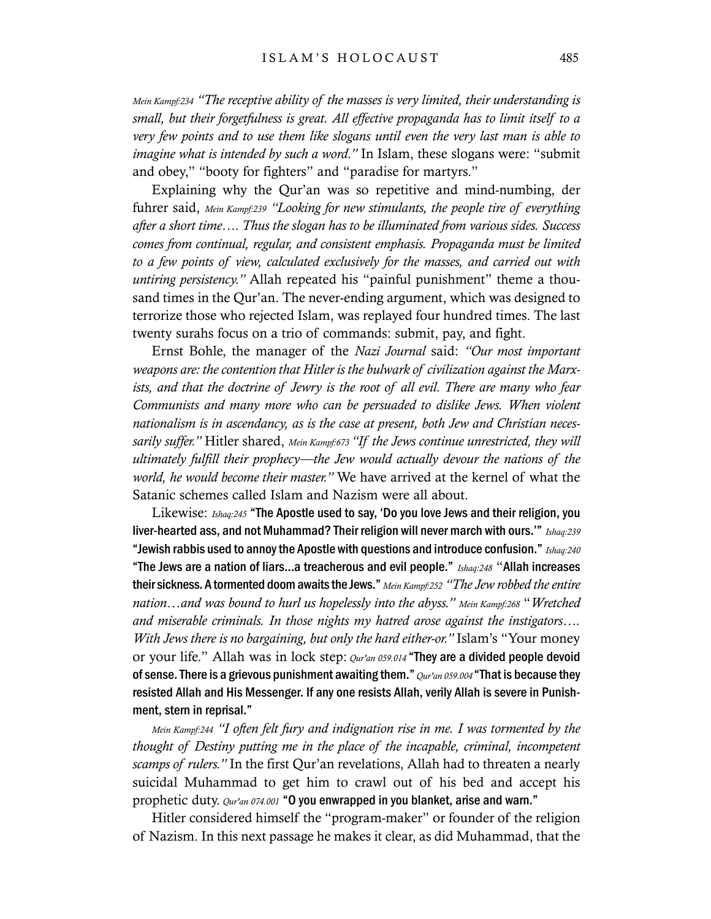*Mein Kampf:234 "The receptive ability of the masses is very limited, their understanding is small, but their forgetfulness is great. All effective propaganda has to limit itself to a very few points and to use them like slogans until even the very last man is able to imagine what is intended by such a word."* In Islam, these slogans were: "submit and obey," "booty for fighters" and "paradise for martyrs."

Explaining why the Qur'an was so repetitive and mind-numbing, der fuhrer said, *Mein Kampf:239 "Looking for new stimulants, the people tire of everything after a short time…. Thus the slogan has to be illuminated from various sides. Success comes from continual, regular, and consistent emphasis. Propaganda must be limited to a few points of view, calculated exclusively for the masses, and carried out with untiring persistency."* Allah repeated his "painful punishment" theme a thousand times in the Qur'an. The never-ending argument, which was designed to terrorize those who rejected Islam, was replayed four hundred times. The last twenty surahs focus on a trio of commands: submit, pay, and fight.

Ernst Bohle, the manager of the *Nazi Journal* said: *"Our most important weapons are: the contention that Hitler is the bulwark of civilization against the Marxists, and that the doctrine of Jewry is the root of all evil. There are many who fear Communists and many more who can be persuaded to dislike Jews. When violent nationalism is in ascendancy, as is the case at present, both Jew and Christian necessarily suffer."* Hitler shared, *Mein Kampf:673 "If the Jews continue unrestricted, they will ultimately fulfill their prophecy—the Jew would actually devour the nations of the world, he would become their master."* We have arrived at the kernel of what the Satanic schemes called Islam and Nazism were all about.

Likewise: *Ishaq:245* **"The Apostle used to say, 'Do you love Jews and their religion, you liver-hearted ass, and not Muhammad? Their religion will never march with ours.'"** *Ishaq:239* **"Jewish rabbis used to annoy the Apostle with questions and introduce confusion."** *Ishaq:240* **"The Jews are a nation of liars…a treacherous and evil people."** *Ishaq:248* **"Allah increases their sickness. A tormented doom awaits the Jews."** *Mein Kampf:252 "The Jew robbed the entire nation…and was bound to hurl us hopelessly into the abyss." Mein Kampf:268 "Wretched and miserable criminals. In those nights my hatred arose against the instigators…. With Jews there is no bargaining, but only the hard either-or."* Islam's "Your money or your life." Allah was in lock step: *Qur'an 059.014* **"They are a divided people devoid of sense. There is a grievous punishment awaiting them."** *Qur'an 059.004* **"That is because they resisted Allah and His Messenger. If any one resists Allah, verily Allah is severe in Punishment, stern in reprisal."**

*Mein Kampf:244 "I often felt fury and indignation rise in me. I was tormented by the thought of Destiny putting me in the place of the incapable, criminal, incompetent scamps of rulers."* In the first Qur'an revelations, Allah had to threaten a nearly suicidal Muhammad to get him to crawl out of his bed and accept his prophetic duty. *Qur'an 074.001* **"O you enwrapped in you blanket, arise and warn."**

Hitler considered himself the "program-maker" or founder of the religion of Nazism. In this next passage he makes it clear, as did Muhammad, that the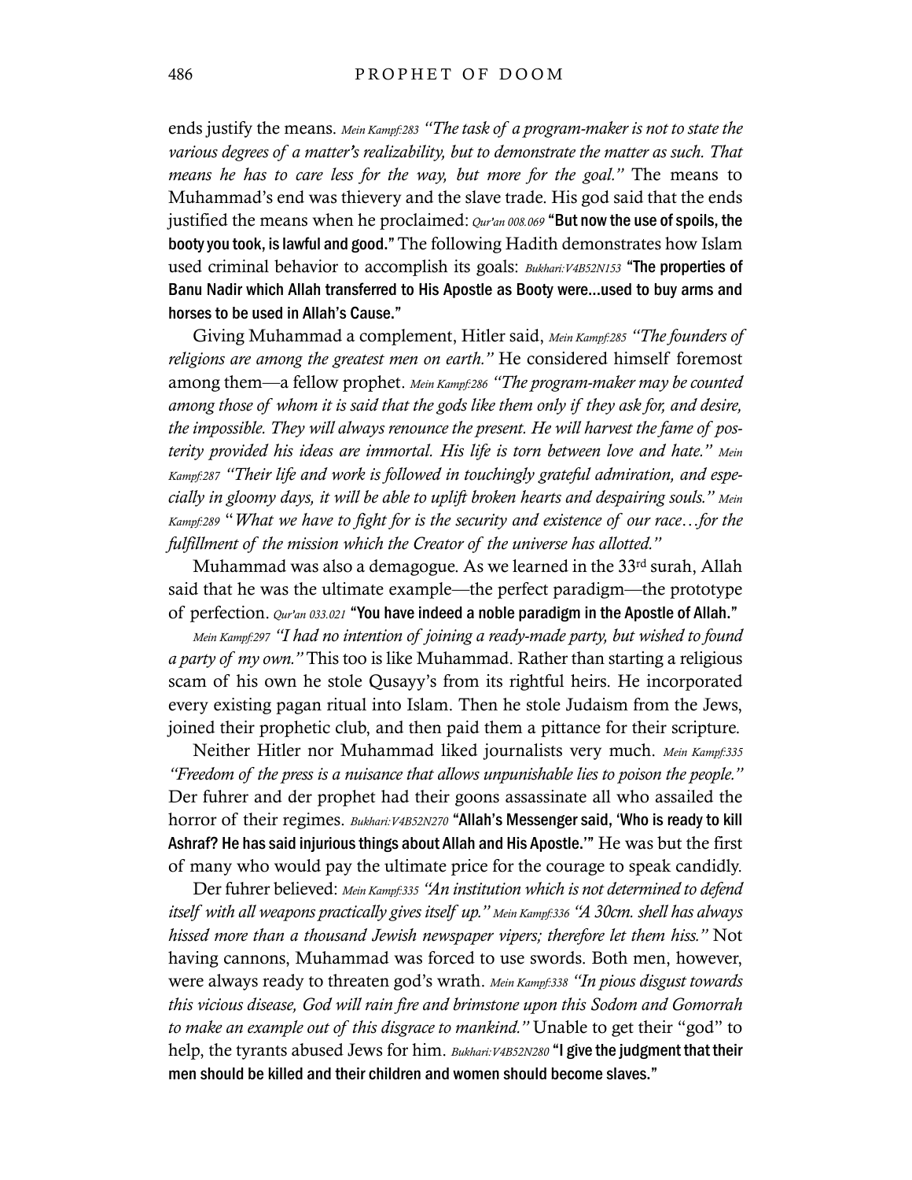ends justify the means. *Mein Kampf:283 "The task of a program-maker is not to state the various degrees of a matter's realizability, but to demonstrate the matter as such. That means he has to care less for the way, but more for the goal."* The means to Muhammad's end was thievery and the slave trade. His god said that the ends justified the means when he proclaimed: *Qur'an 008.069* **"But now the use of spoils, the booty you took, is lawful and good."** The following Hadith demonstrates how Islam used criminal behavior to accomplish its goals: *Bukhari:V4B52N153* **"The properties of Banu Nadir which Allah transferred to His Apostle as Booty were…used to buy arms and horses to be used in Allah's Cause."**

Giving Muhammad a complement, Hitler said, *Mein Kampf:285 "The founders of religions are among the greatest men on earth."* He considered himself foremost among them—a fellow prophet. *Mein Kampf:286 "The program-maker may be counted among those of whom it is said that the gods like them only if they ask for, and desire, the impossible. They will always renounce the present. He will harvest the fame of posterity provided his ideas are immortal. His life is torn between love and hate." Mein Kampf:287 "Their life and work is followed in touchingly grateful admiration, and especially in gloomy days, it will be able to uplift broken hearts and despairing souls." Mein Kampf:289 "What we have to fight for is the security and existence of our race…for the fulfillment of the mission which the Creator of the universe has allotted."*

Muhammad was also a demagogue. As we learned in the 33rd surah, Allah said that he was the ultimate example—the perfect paradigm—the prototype of perfection. *Qur'an 033.021* **"You have indeed a noble paradigm in the Apostle of Allah."**

*Mein Kampf:297 "I had no intention of joining a ready-made party, but wished to found a party of my own."* This too is like Muhammad. Rather than starting a religious scam of his own he stole Qusayy's from its rightful heirs. He incorporated every existing pagan ritual into Islam. Then he stole Judaism from the Jews, joined their prophetic club, and then paid them a pittance for their scripture.

Neither Hitler nor Muhammad liked journalists very much. *Mein Kampf:335 "Freedom of the press is a nuisance that allows unpunishable lies to poison the people."* Der fuhrer and der prophet had their goons assassinate all who assailed the horror of their regimes. *Bukhari:V4B52N270* **"Allah's Messenger said, 'Who is ready to kill Ashraf? He has said injurious things about Allah and His Apostle.'"** He was but the first of many who would pay the ultimate price for the courage to speak candidly.

Der fuhrer believed: *Mein Kampf:335 "An institution which is not determined to defend itself with all weapons practically gives itself up." Mein Kampf:336 "A 30cm. shell has always hissed more than a thousand Jewish newspaper vipers; therefore let them hiss."* Not having cannons, Muhammad was forced to use swords. Both men, however, were always ready to threaten god's wrath. *Mein Kampf:338 "In pious disgust towards this vicious disease, God will rain fire and brimstone upon this Sodom and Gomorrah to make an example out of this disgrace to mankind."* Unable to get their "god" to help, the tyrants abused Jews for him. *Bukhari:V4B52N280* **"I give the judgment that their men should be killed and their children and women should become slaves."**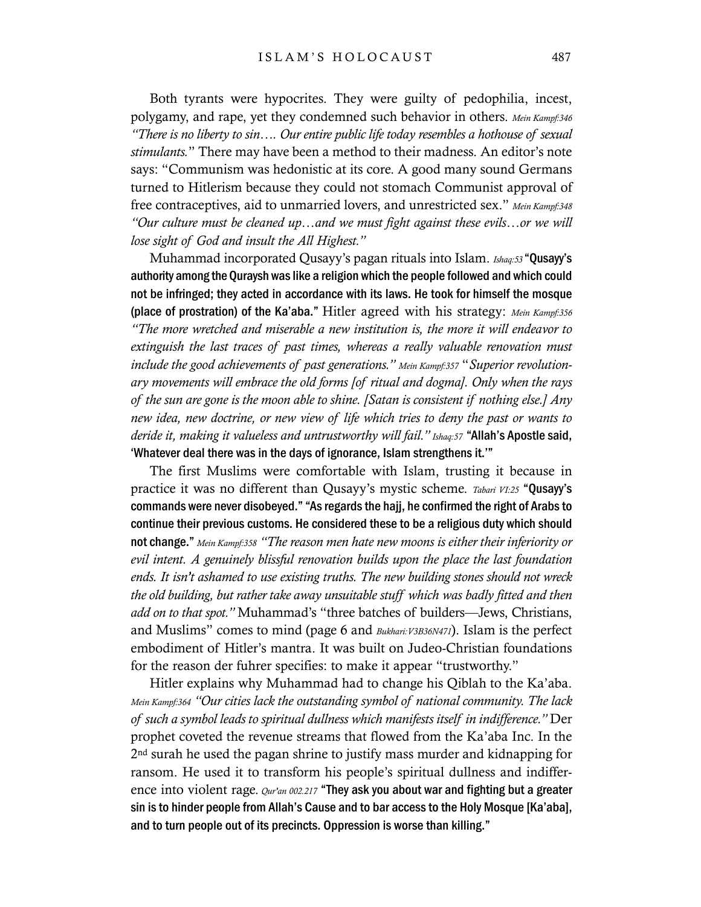Both tyrants were hypocrites. They were guilty of pedophilia, incest, polygamy, and rape, yet they condemned such behavior in others. *Mein Kampf:346* *"There is no liberty to sin…. Our entire public life today resembles a hothouse of sexual stimulants."* There may have been a method to their madness. An editor's note says: "Communism was hedonistic at its core. A good many sound Germans turned to Hitlerism because they could not stomach Communist approval of free contraceptives, aid to unmarried lovers, and unrestricted sex." *Mein Kampf:348* *"Our culture must be cleaned up…and we must fight against these evils…or we will lose sight of God and insult the All Highest."*

Muhammad incorporated Qusayy's pagan rituals into Islam. *Ishaq:53* **"Qusayy's authority among the Quraysh was like a religion which the people followed and which could not be infringed; they acted in accordance with its laws. He took for himself the mosque (place of prostration) of the Ka'aba."** Hitler agreed with his strategy: *Mein Kampf:356* *"The more wretched and miserable a new institution is, the more it will endeavor to extinguish the last traces of past times, whereas a really valuable renovation must include the good achievements of past generations."* *Mein Kampf:357* "*Superior revolutionary movements will embrace the old forms [of ritual and dogma]. Only when the rays of the sun are gone is the moon able to shine. [Satan is consistent if nothing else.] Any new idea, new doctrine, or new view of life which tries to deny the past or wants to deride it, making it valueless and untrustworthy will fail."* *Ishaq:57* **"Allah's Apostle said, 'Whatever deal there was in the days of ignorance, Islam strengthens it.'"**

The first Muslims were comfortable with Islam, trusting it because in practice it was no different than Qusayy's mystic scheme. *Tabari VI:25* **"Qusayy's commands were never disobeyed." "As regards the hajj, he confirmed the right of Arabs to continue their previous customs. He considered these to be a religious duty which should not change."** *Mein Kampf:358* *"The reason men hate new moons is either their inferiority or evil intent. A genuinely blissful renovation builds upon the place the last foundation ends. It isn't ashamed to use existing truths. The new building stones should not wreck the old building, but rather take away unsuitable stuff which was badly fitted and then add on to that spot."* Muhammad's "three batches of builders—Jews, Christians, and Muslims" comes to mind (page 6 and *Bukhari:V3B36N471*). Islam is the perfect embodiment of Hitler's mantra. It was built on Judeo-Christian foundations for the reason der fuhrer specifies: to make it appear "trustworthy."

Hitler explains why Muhammad had to change his Qiblah to the Ka'aba. *Mein Kampf:364* *"Our cities lack the outstanding symbol of national community. The lack of such a symbol leads to spiritual dullness which manifests itself in indifference."* Der prophet coveted the revenue streams that flowed from the Ka'aba Inc. In the 2nd surah he used the pagan shrine to justify mass murder and kidnapping for ransom. He used it to transform his people's spiritual dullness and indifference into violent rage. *Qur'an 002.217* **"They ask you about war and fighting but a greater sin is to hinder people from Allah's Cause and to bar access to the Holy Mosque [Ka'aba], and to turn people out of its precincts. Oppression is worse than killing."**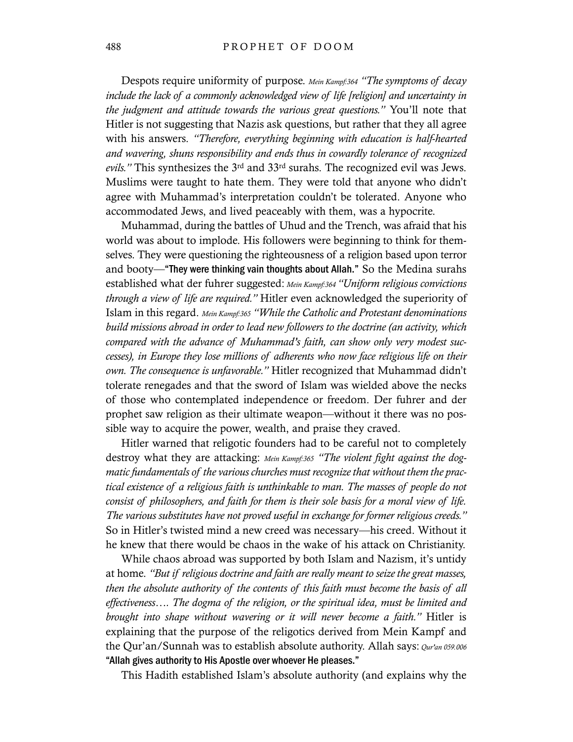Despots require uniformity of purpose. *Mein Kampf:364 "The symptoms of decay include the lack of a commonly acknowledged view of life [religion] and uncertainty in the judgment and attitude towards the various great questions."* You'll note that Hitler is not suggesting that Nazis ask questions, but rather that they all agree with his answers. *"Therefore, everything beginning with education is half-hearted and wavering, shuns responsibility and ends thus in cowardly tolerance of recognized evils."* This synthesizes the 3rd and 33rd surahs. The recognized evil was Jews. Muslims were taught to hate them. They were told that anyone who didn't agree with Muhammad's interpretation couldn't be tolerated. Anyone who accommodated Jews, and lived peaceably with them, was a hypocrite.

Muhammad, during the battles of Uhud and the Trench, was afraid that his world was about to implode. His followers were beginning to think for themselves. They were questioning the righteousness of a religion based upon terror and booty—**"They were thinking vain thoughts about Allah."** So the Medina surahs established what der fuhrer suggested: *Mein Kampf:364 "Uniform religious convictions through a view of life are required."* Hitler even acknowledged the superiority of Islam in this regard. *Mein Kampf:365 "While the Catholic and Protestant denominations build missions abroad in order to lead new followers to the doctrine (an activity, which compared with the advance of Muhammad's faith, can show only very modest successes), in Europe they lose millions of adherents who now face religious life on their own. The consequence is unfavorable."* Hitler recognized that Muhammad didn't tolerate renegades and that the sword of Islam was wielded above the necks of those who contemplated independence or freedom. Der fuhrer and der prophet saw religion as their ultimate weapon—without it there was no possible way to acquire the power, wealth, and praise they craved.

Hitler warned that religotic founders had to be careful not to completely destroy what they are attacking: *Mein Kampf:365 "The violent fight against the dogmatic fundamentals of the various churches must recognize that without them the practical existence of a religious faith is unthinkable to man. The masses of people do not consist of philosophers, and faith for them is their sole basis for a moral view of life. The various substitutes have not proved useful in exchange for former religious creeds."* So in Hitler's twisted mind a new creed was necessary—his creed. Without it he knew that there would be chaos in the wake of his attack on Christianity.

While chaos abroad was supported by both Islam and Nazism, it's untidy at home. *"But if religious doctrine and faith are really meant to seize the great masses, then the absolute authority of the contents of this faith must become the basis of all effectiveness…. The dogma of the religion, or the spiritual idea, must be limited and brought into shape without wavering or it will never become a faith."* Hitler is explaining that the purpose of the religotics derived from Mein Kampf and the Qur'an/Sunnah was to establish absolute authority. Allah says: *Qur'an 059.006* **"Allah gives authority to His Apostle over whoever He pleases."**

This Hadith established Islam's absolute authority (and explains why the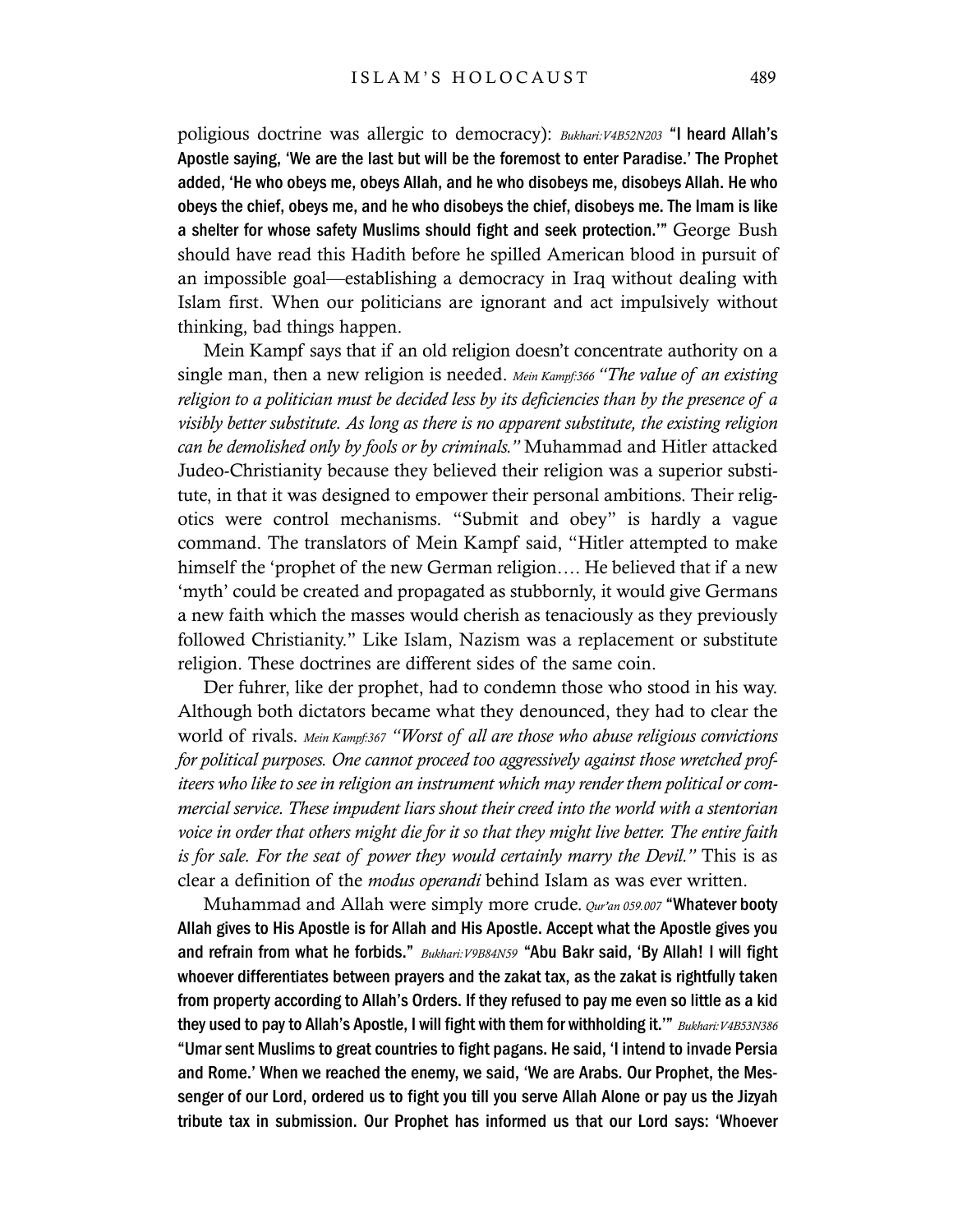poligious doctrine was allergic to democracy): *Bukhari:V4B52N203* **"I heard Allah's Apostle saying, 'We are the last but will be the foremost to enter Paradise.' The Prophet added, 'He who obeys me, obeys Allah, and he who disobeys me, disobeys Allah. He who obeys the chief, obeys me, and he who disobeys the chief, disobeys me. The Imam is like a shelter for whose safety Muslims should fight and seek protection.'"** George Bush should have read this Hadith before he spilled American blood in pursuit of an impossible goal—establishing a democracy in Iraq without dealing with Islam first. When our politicians are ignorant and act impulsively without thinking, bad things happen.

Mein Kampf says that if an old religion doesn't concentrate authority on a single man, then a new religion is needed. *Mein Kampf:366 "The value of an existing religion to a politician must be decided less by its deficiencies than by the presence of a visibly better substitute. As long as there is no apparent substitute, the existing religion can be demolished only by fools or by criminals."* Muhammad and Hitler attacked Judeo-Christianity because they believed their religion was a superior substitute, in that it was designed to empower their personal ambitions. Their religotics were control mechanisms. "Submit and obey" is hardly a vague command. The translators of Mein Kampf said, "Hitler attempted to make himself the 'prophet of the new German religion…. He believed that if a new 'myth' could be created and propagated as stubbornly, it would give Germans a new faith which the masses would cherish as tenaciously as they previously followed Christianity." Like Islam, Nazism was a replacement or substitute religion. These doctrines are different sides of the same coin.

Der fuhrer, like der prophet, had to condemn those who stood in his way. Although both dictators became what they denounced, they had to clear the world of rivals. *Mein Kampf:367 "Worst of all are those who abuse religious convictions for political purposes. One cannot proceed too aggressively against those wretched profiteers who like to see in religion an instrument which may render them political or commercial service. These impudent liars shout their creed into the world with a stentorian voice in order that others might die for it so that they might live better. The entire faith is for sale. For the seat of power they would certainly marry the Devil."* This is as clear a definition of the *modus operandi* behind Islam as was ever written.

Muhammad and Allah were simply more crude. *Qur'an 059.007* **"Whatever booty Allah gives to His Apostle is for Allah and His Apostle. Accept what the Apostle gives you and refrain from what he forbids."** *Bukhari:V9B84N59* **"Abu Bakr said, 'By Allah! I will fight whoever differentiates between prayers and the zakat tax, as the zakat is rightfully taken from property according to Allah's Orders. If they refused to pay me even so little as a kid they used to pay to Allah's Apostle, I will fight with them for withholding it.'"** *Bukhari:V4B53N386* **"Umar sent Muslims to great countries to fight pagans. He said, 'I intend to invade Persia and Rome.' When we reached the enemy, we said, 'We are Arabs. Our Prophet, the Messenger of our Lord, ordered us to fight you till you serve Allah Alone or pay us the Jizyah tribute tax in submission. Our Prophet has informed us that our Lord says: 'Whoever**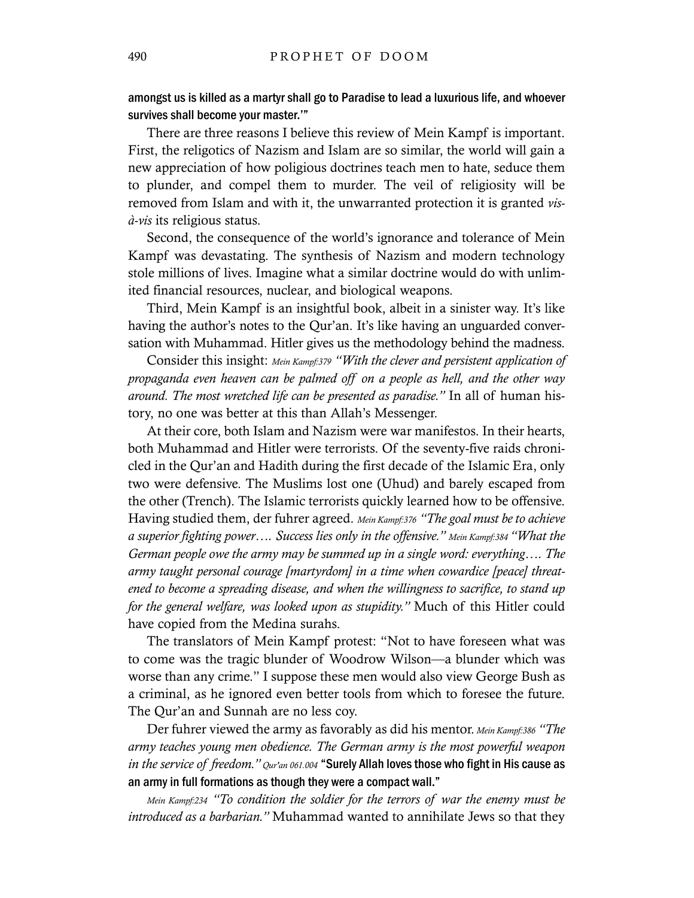**amongst us is killed as a martyr shall go to Paradise to lead a luxurious life, and whoever survives shall become your master.'"**

There are three reasons I believe this review of Mein Kampf is important. First, the religotics of Nazism and Islam are so similar, the world will gain a new appreciation of how poligious doctrines teach men to hate, seduce them to plunder, and compel them to murder. The veil of religiosity will be removed from Islam and with it, the unwarranted protection it is granted *vis-à-vis* its religious status.

Second, the consequence of the world's ignorance and tolerance of Mein Kampf was devastating. The synthesis of Nazism and modern technology stole millions of lives. Imagine what a similar doctrine would do with unlimited financial resources, nuclear, and biological weapons.

Third, Mein Kampf is an insightful book, albeit in a sinister way. It's like having the author's notes to the Qur'an. It's like having an unguarded conversation with Muhammad. Hitler gives us the methodology behind the madness.

Consider this insight: *Mein Kampf:379 "With the clever and persistent application of propaganda even heaven can be palmed off on a people as hell, and the other way around. The most wretched life can be presented as paradise."* In all of human history, no one was better at this than Allah's Messenger.

At their core, both Islam and Nazism were war manifestos. In their hearts, both Muhammad and Hitler were terrorists. Of the seventy-five raids chronicled in the Qur'an and Hadith during the first decade of the Islamic Era, only two were defensive. The Muslims lost one (Uhud) and barely escaped from the other (Trench). The Islamic terrorists quickly learned how to be offensive. Having studied them, der fuhrer agreed. *Mein Kampf:376 "The goal must be to achieve a superior fighting power…. Success lies only in the offensive." Mein Kampf:384 "What the German people owe the army may be summed up in a single word: everything…. The army taught personal courage [martyrdom] in a time when cowardice [peace] threatened to become a spreading disease, and when the willingness to sacrifice, to stand up for the general welfare, was looked upon as stupidity."* Much of this Hitler could have copied from the Medina surahs.

The translators of Mein Kampf protest: "Not to have foreseen what was to come was the tragic blunder of Woodrow Wilson—a blunder which was worse than any crime." I suppose these men would also view George Bush as a criminal, as he ignored even better tools from which to foresee the future. The Qur'an and Sunnah are no less coy.

Der fuhrer viewed the army as favorably as did his mentor. *Mein Kampf:386 "The army teaches young men obedience. The German army is the most powerful weapon in the service of freedom." Qur'an 061.004* **"Surely Allah loves those who fight in His cause as an army in full formations as though they were a compact wall."**

*Mein Kampf:234 "To condition the soldier for the terrors of war the enemy must be introduced as a barbarian."* Muhammad wanted to annihilate Jews so that they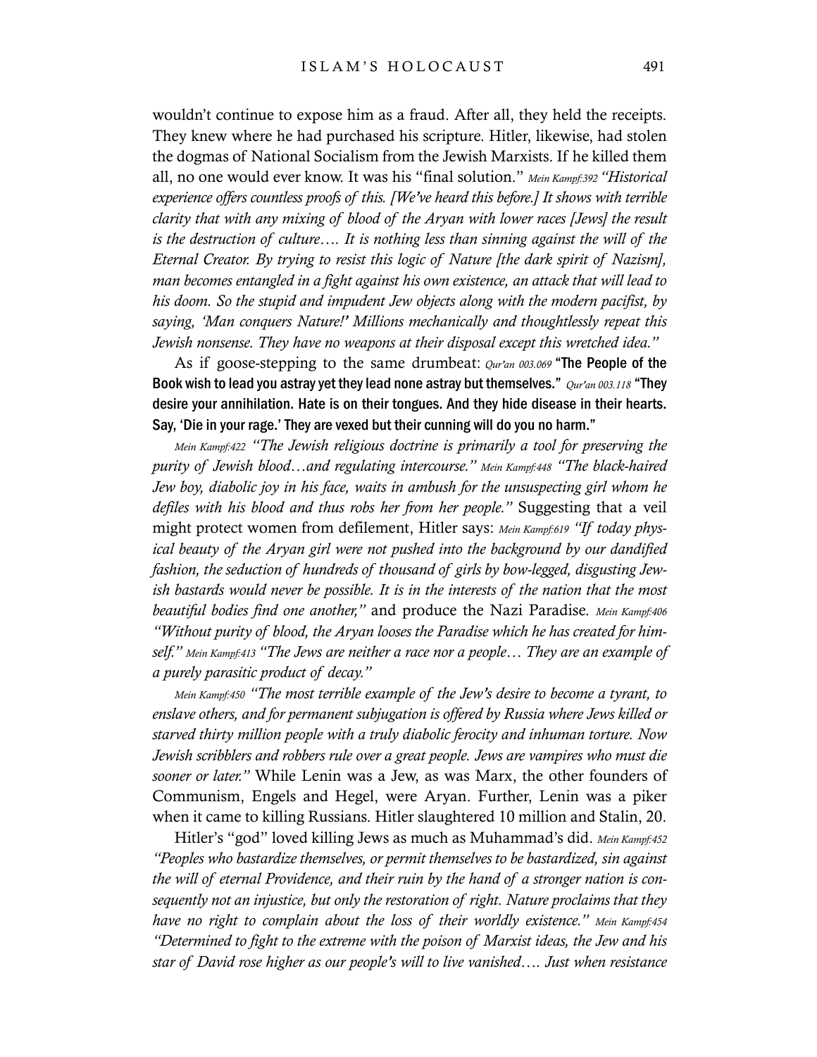wouldn't continue to expose him as a fraud. After all, they held the receipts. They knew where he had purchased his scripture. Hitler, likewise, had stolen the dogmas of National Socialism from the Jewish Marxists. If he killed them all, no one would ever know. It was his "final solution." *Mein Kampf:392 "Historical experience offers countless proofs of this. [We've heard this before.] It shows with terrible clarity that with any mixing of blood of the Aryan with lower races [Jews] the result is the destruction of culture…. It is nothing less than sinning against the will of the Eternal Creator. By trying to resist this logic of Nature [the dark spirit of Nazism], man becomes entangled in a fight against his own existence, an attack that will lead to his doom. So the stupid and impudent Jew objects along with the modern pacifist, by saying, 'Man conquers Nature!' Millions mechanically and thoughtlessly repeat this Jewish nonsense. They have no weapons at their disposal except this wretched idea."*

As if goose-stepping to the same drumbeat: *Qur'an 003.069* **"The People of the Book wish to lead you astray yet they lead none astray but themselves."** *Qur'an 003.118* **"They desire your annihilation. Hate is on their tongues. And they hide disease in their hearts. Say, 'Die in your rage.' They are vexed but their cunning will do you no harm."**

*Mein Kampf:422 "The Jewish religious doctrine is primarily a tool for preserving the purity of Jewish blood…and regulating intercourse." Mein Kampf:448 "The black-haired Jew boy, diabolic joy in his face, waits in ambush for the unsuspecting girl whom he defiles with his blood and thus robs her from her people."* Suggesting that a veil might protect women from defilement, Hitler says: *Mein Kampf:619 "If today physical beauty of the Aryan girl were not pushed into the background by our dandified fashion, the seduction of hundreds of thousand of girls by bow-legged, disgusting Jewish bastards would never be possible. It is in the interests of the nation that the most beautiful bodies find one another,"* and produce the Nazi Paradise. *Mein Kampf:406 "Without purity of blood, the Aryan looses the Paradise which he has created for himself." Mein Kampf:413 "The Jews are neither a race nor a people… They are an example of a purely parasitic product of decay."*

*Mein Kampf:450 "The most terrible example of the Jew's desire to become a tyrant, to enslave others, and for permanent subjugation is offered by Russia where Jews killed or starved thirty million people with a truly diabolic ferocity and inhuman torture. Now Jewish scribblers and robbers rule over a great people. Jews are vampires who must die sooner or later."* While Lenin was a Jew, as was Marx, the other founders of Communism, Engels and Hegel, were Aryan. Further, Lenin was a piker when it came to killing Russians. Hitler slaughtered 10 million and Stalin, 20.

Hitler's "god" loved killing Jews as much as Muhammad's did. *Mein Kampf:452 "Peoples who bastardize themselves, or permit themselves to be bastardized, sin against the will of eternal Providence, and their ruin by the hand of a stronger nation is consequently not an injustice, but only the restoration of right. Nature proclaims that they have no right to complain about the loss of their worldly existence." Mein Kampf:454 "Determined to fight to the extreme with the poison of Marxist ideas, the Jew and his star of David rose higher as our people's will to live vanished…. Just when resistance*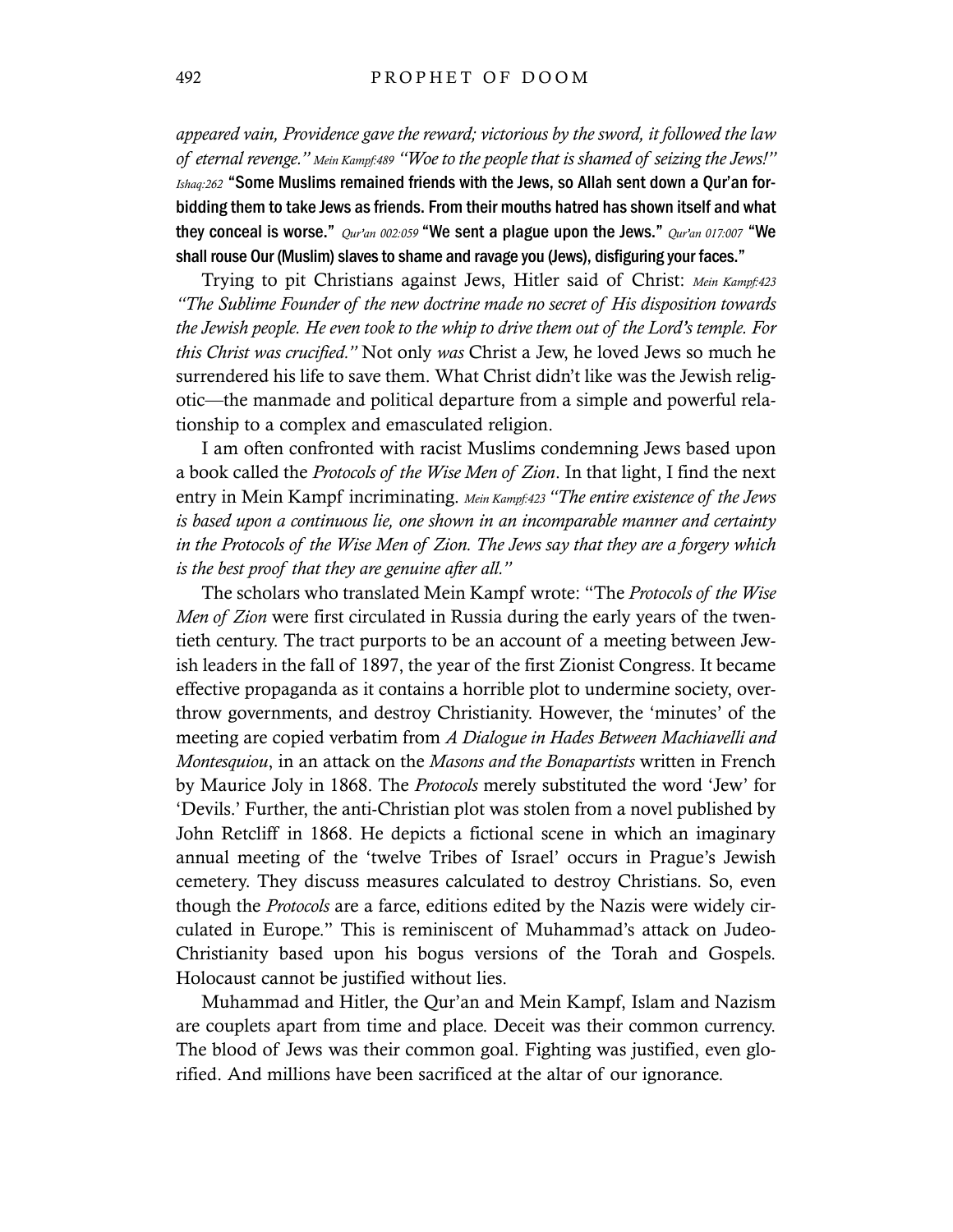*appeared vain, Providence gave the reward; victorious by the sword, it followed the law of eternal revenge."* *Mein Kampf:489* *"Woe to the people that is shamed of seizing the Jews!"* *Ishaq:262* **"Some Muslims remained friends with the Jews, so Allah sent down a Qur'an forbidding them to take Jews as friends. From their mouths hatred has shown itself and what they conceal is worse."** *Qur'an 002:059* **"We sent a plague upon the Jews."** *Qur'an 017:007* **"We shall rouse Our (Muslim) slaves to shame and ravage you (Jews), disfiguring your faces."**

Trying to pit Christians against Jews, Hitler said of Christ: *Mein Kampf:423* *"The Sublime Founder of the new doctrine made no secret of His disposition towards the Jewish people. He even took to the whip to drive them out of the Lord's temple. For this Christ was crucified."* Not only *was* Christ a Jew, he loved Jews so much he surrendered his life to save them. What Christ didn't like was the Jewish religotic—the manmade and political departure from a simple and powerful relationship to a complex and emasculated religion.

I am often confronted with racist Muslims condemning Jews based upon a book called the *Protocols of the Wise Men of Zion*. In that light, I find the next entry in Mein Kampf incriminating. *Mein Kampf:423* *"The entire existence of the Jews is based upon a continuous lie, one shown in an incomparable manner and certainty in the Protocols of the Wise Men of Zion. The Jews say that they are a forgery which is the best proof that they are genuine after all."*

The scholars who translated Mein Kampf wrote: "The *Protocols of the Wise Men of Zion* were first circulated in Russia during the early years of the twentieth century. The tract purports to be an account of a meeting between Jewish leaders in the fall of 1897, the year of the first Zionist Congress. It became effective propaganda as it contains a horrible plot to undermine society, overthrow governments, and destroy Christianity. However, the 'minutes' of the meeting are copied verbatim from *A Dialogue in Hades Between Machiavelli and Montesquiou*, in an attack on the *Masons and the Bonapartists* written in French by Maurice Joly in 1868. The *Protocols* merely substituted the word 'Jew' for 'Devils.' Further, the anti-Christian plot was stolen from a novel published by John Retcliff in 1868. He depicts a fictional scene in which an imaginary annual meeting of the 'twelve Tribes of Israel' occurs in Prague's Jewish cemetery. They discuss measures calculated to destroy Christians. So, even though the *Protocols* are a farce, editions edited by the Nazis were widely circulated in Europe." This is reminiscent of Muhammad's attack on Judeo-Christianity based upon his bogus versions of the Torah and Gospels. Holocaust cannot be justified without lies.

Muhammad and Hitler, the Qur'an and Mein Kampf, Islam and Nazism are couplets apart from time and place. Deceit was their common currency. The blood of Jews was their common goal. Fighting was justified, even glorified. And millions have been sacrificed at the altar of our ignorance.